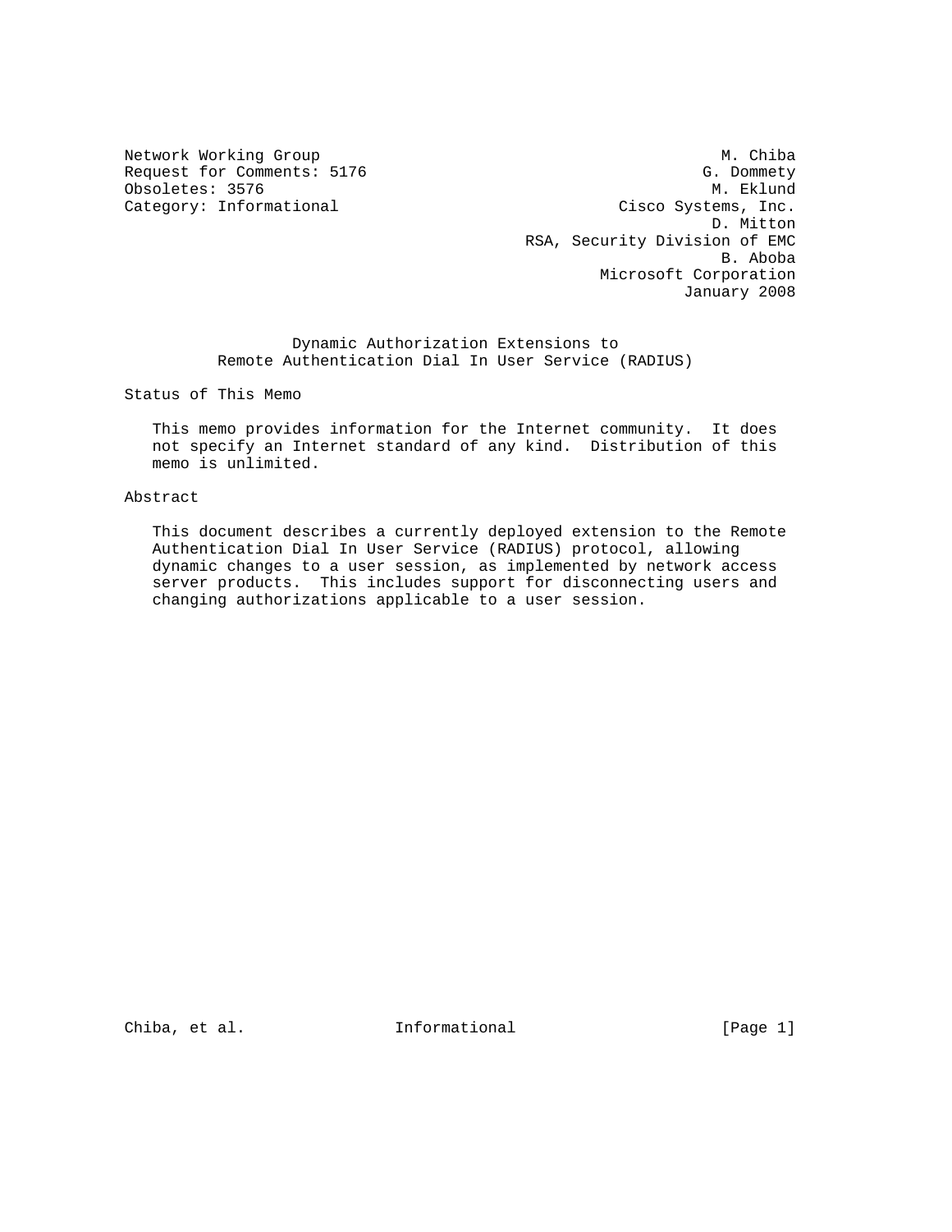Network Working Group                                           M. Chiba
Request for Comments: 5176                                    G. Dommety
Obsoletes: 3576                                                M. Eklund
Category: Informational                              Cisco Systems, Inc.
                                                               D. Mitton
                                          RSA, Security Division of EMC
                                                                B. Aboba
                                                   Microsoft Corporation
                                                            January 2008

# Dynamic Authorization Extensions to Remote Authentication Dial In User Service (RADIUS)

## Status of This Memo

This memo provides information for the Internet community. It does not specify an Internet standard of any kind. Distribution of this memo is unlimited.

## Abstract

This document describes a currently deployed extension to the Remote Authentication Dial In User Service (RADIUS) protocol, allowing dynamic changes to a user session, as implemented by network access server products. This includes support for disconnecting users and changing authorizations applicable to a user session.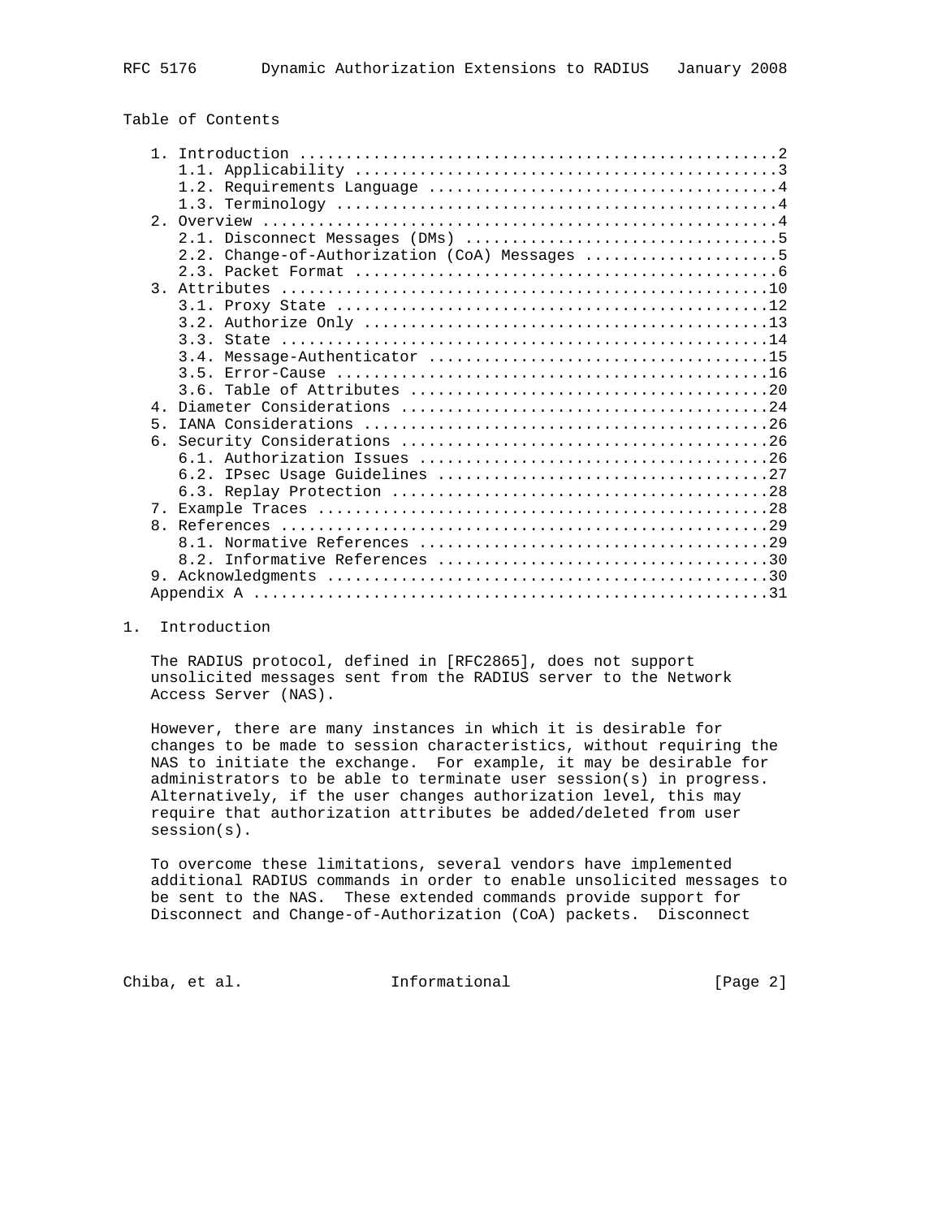Table of Contents

```
   1. Introduction ....................................................2
      1.1. Applicability ..............................................3
      1.2. Requirements Language ......................................4
      1.3. Terminology ................................................4
   2. Overview ........................................................4
      2.1. Disconnect Messages (DMs) ..................................5
      2.2. Change-of-Authorization (CoA) Messages .....................5
      2.3. Packet Format ..............................................6
   3. Attributes .....................................................10
      3.1. Proxy State ...............................................12
      3.2. Authorize Only ............................................13
      3.3. State .....................................................14
      3.4. Message-Authenticator .....................................15
      3.5. Error-Cause ...............................................16
      3.6. Table of Attributes .......................................20
   4. Diameter Considerations ........................................24
   5. IANA Considerations ............................................26
   6. Security Considerations ........................................26
      6.1. Authorization Issues ......................................26
      6.2. IPsec Usage Guidelines ....................................27
      6.3. Replay Protection .........................................28
   7. Example Traces .................................................28
   8. References .....................................................29
      8.1. Normative References ......................................29
      8.2. Informative References ....................................30
   9. Acknowledgments ................................................30
   Appendix A ........................................................31
```

# 1. Introduction

The RADIUS protocol, defined in [RFC2865], does not support unsolicited messages sent from the RADIUS server to the Network Access Server (NAS).

However, there are many instances in which it is desirable for changes to be made to session characteristics, without requiring the NAS to initiate the exchange. For example, it may be desirable for administrators to be able to terminate user session(s) in progress. Alternatively, if the user changes authorization level, this may require that authorization attributes be added/deleted from user session(s).

To overcome these limitations, several vendors have implemented additional RADIUS commands in order to enable unsolicited messages to be sent to the NAS. These extended commands provide support for Disconnect and Change-of-Authorization (CoA) packets. Disconnect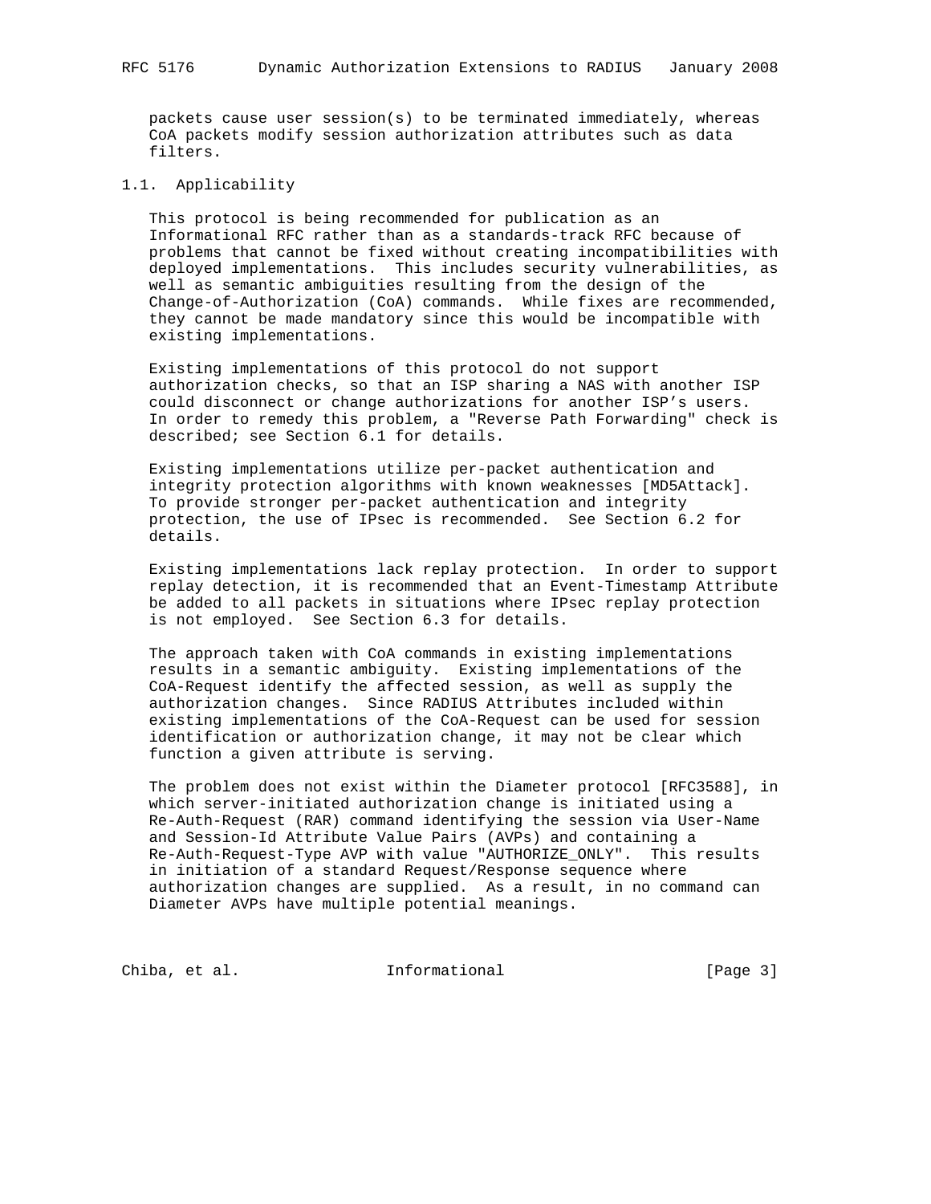packets cause user session(s) to be terminated immediately, whereas CoA packets modify session authorization attributes such as data filters.

### 1.1. Applicability

This protocol is being recommended for publication as an Informational RFC rather than as a standards-track RFC because of problems that cannot be fixed without creating incompatibilities with deployed implementations. This includes security vulnerabilities, as well as semantic ambiguities resulting from the design of the Change-of-Authorization (CoA) commands. While fixes are recommended, they cannot be made mandatory since this would be incompatible with existing implementations.

Existing implementations of this protocol do not support authorization checks, so that an ISP sharing a NAS with another ISP could disconnect or change authorizations for another ISP's users. In order to remedy this problem, a "Reverse Path Forwarding" check is described; see Section 6.1 for details.

Existing implementations utilize per-packet authentication and integrity protection algorithms with known weaknesses [MD5Attack]. To provide stronger per-packet authentication and integrity protection, the use of IPsec is recommended. See Section 6.2 for details.

Existing implementations lack replay protection. In order to support replay detection, it is recommended that an Event-Timestamp Attribute be added to all packets in situations where IPsec replay protection is not employed. See Section 6.3 for details.

The approach taken with CoA commands in existing implementations results in a semantic ambiguity. Existing implementations of the CoA-Request identify the affected session, as well as supply the authorization changes. Since RADIUS Attributes included within existing implementations of the CoA-Request can be used for session identification or authorization change, it may not be clear which function a given attribute is serving.

The problem does not exist within the Diameter protocol [RFC3588], in which server-initiated authorization change is initiated using a Re-Auth-Request (RAR) command identifying the session via User-Name and Session-Id Attribute Value Pairs (AVPs) and containing a Re-Auth-Request-Type AVP with value "AUTHORIZE_ONLY". This results in initiation of a standard Request/Response sequence where authorization changes are supplied. As a result, in no command can Diameter AVPs have multiple potential meanings.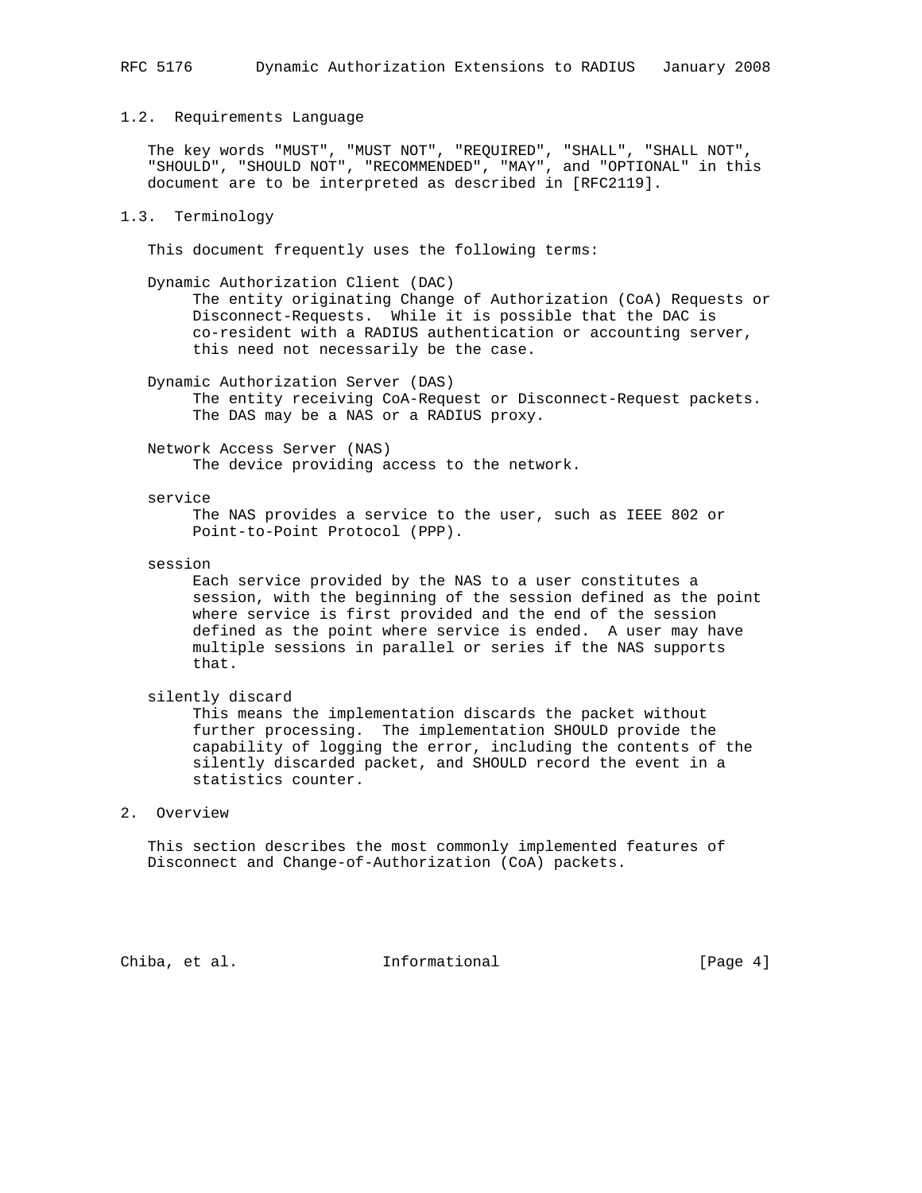### 1.2. Requirements Language

The key words "MUST", "MUST NOT", "REQUIRED", "SHALL", "SHALL NOT", "SHOULD", "SHOULD NOT", "RECOMMENDED", "MAY", and "OPTIONAL" in this document are to be interpreted as described in [RFC2119].

### 1.3. Terminology

This document frequently uses the following terms:

Dynamic Authorization Client (DAC)
: The entity originating Change of Authorization (CoA) Requests or Disconnect-Requests. While it is possible that the DAC is co-resident with a RADIUS authentication or accounting server, this need not necessarily be the case.

Dynamic Authorization Server (DAS)
: The entity receiving CoA-Request or Disconnect-Request packets. The DAS may be a NAS or a RADIUS proxy.

Network Access Server (NAS)
: The device providing access to the network.

service
: The NAS provides a service to the user, such as IEEE 802 or Point-to-Point Protocol (PPP).

session
: Each service provided by the NAS to a user constitutes a session, with the beginning of the session defined as the point where service is first provided and the end of the session defined as the point where service is ended. A user may have multiple sessions in parallel or series if the NAS supports that.

silently discard
: This means the implementation discards the packet without further processing. The implementation SHOULD provide the capability of logging the error, including the contents of the silently discarded packet, and SHOULD record the event in a statistics counter.

## 2. Overview

This section describes the most commonly implemented features of Disconnect and Change-of-Authorization (CoA) packets.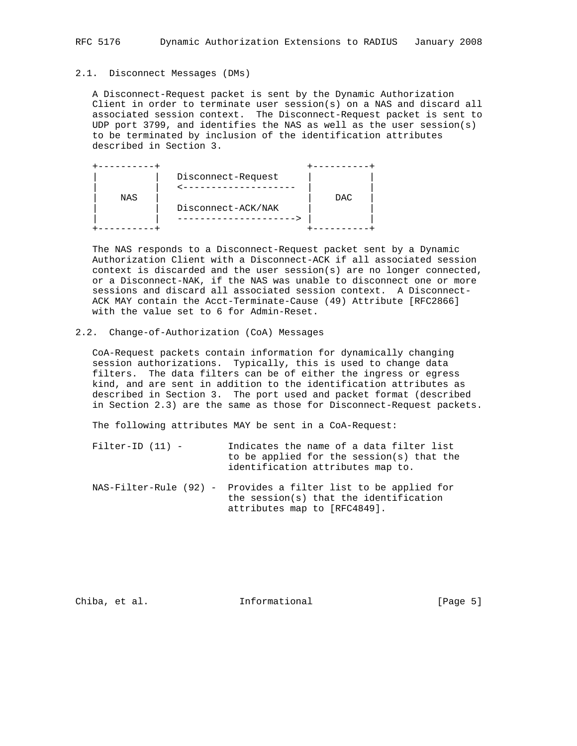## 2.1. Disconnect Messages (DMs)

A Disconnect-Request packet is sent by the Dynamic Authorization Client in order to terminate user session(s) on a NAS and discard all associated session context. The Disconnect-Request packet is sent to UDP port 3799, and identifies the NAS as well as the user session(s) to be terminated by inclusion of the identification attributes described in Section 3.

```
+----------+                            +----------+
|          |    Disconnect-Request      |          |
|          |    <--------------------   |          |
|   NAS    |                            |   DAC    |
|          |    Disconnect-ACK/NAK      |          |
|          |    ---------------------> |          |
+----------+                            +----------+
```

The NAS responds to a Disconnect-Request packet sent by a Dynamic Authorization Client with a Disconnect-ACK if all associated session context is discarded and the user session(s) are no longer connected, or a Disconnect-NAK, if the NAS was unable to disconnect one or more sessions and discard all associated session context. A Disconnect-ACK MAY contain the Acct-Terminate-Cause (49) Attribute [RFC2866] with the value set to 6 for Admin-Reset.

## 2.2. Change-of-Authorization (CoA) Messages

CoA-Request packets contain information for dynamically changing session authorizations. Typically, this is used to change data filters. The data filters can be of either the ingress or egress kind, and are sent in addition to the identification attributes as described in Section 3. The port used and packet format (described in Section 2.3) are the same as those for Disconnect-Request packets.

The following attributes MAY be sent in a CoA-Request:

Filter-ID (11) - Indicates the name of a data filter list to be applied for the session(s) that the identification attributes map to.

NAS-Filter-Rule (92) - Provides a filter list to be applied for the session(s) that the identification attributes map to [RFC4849].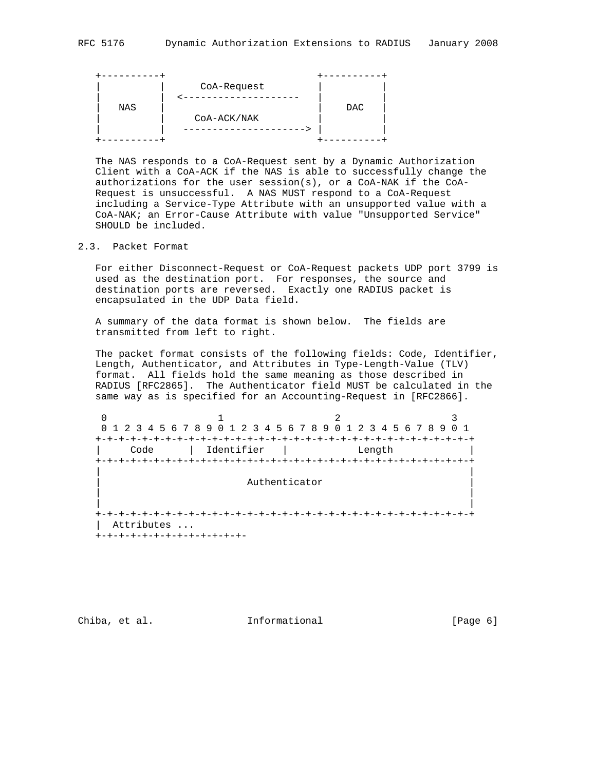```
   +----------+                            +----------+
   |          |       CoA-Request          |          |
   |          |  <--------------------     |          |
   |   NAS    |                            |   DAC    |
   |          |     CoA-ACK/NAK            |          |
   |          |   ---------------------> |          |
   +----------+                            +----------+
```

The NAS responds to a CoA-Request sent by a Dynamic Authorization Client with a CoA-ACK if the NAS is able to successfully change the authorizations for the user session(s), or a CoA-NAK if the CoA-Request is unsuccessful. A NAS MUST respond to a CoA-Request including a Service-Type Attribute with an unsupported value with a CoA-NAK; an Error-Cause Attribute with value "Unsupported Service" SHOULD be included.

## 2.3. Packet Format

For either Disconnect-Request or CoA-Request packets UDP port 3799 is used as the destination port. For responses, the source and destination ports are reversed. Exactly one RADIUS packet is encapsulated in the UDP Data field.

A summary of the data format is shown below. The fields are transmitted from left to right.

The packet format consists of the following fields: Code, Identifier, Length, Authenticator, and Attributes in Type-Length-Value (TLV) format. All fields hold the same meaning as those described in RADIUS [RFC2865]. The Authenticator field MUST be calculated in the same way as is specified for an Accounting-Request in [RFC2866].

```
 0                   1                   2                   3
 0 1 2 3 4 5 6 7 8 9 0 1 2 3 4 5 6 7 8 9 0 1 2 3 4 5 6 7 8 9 0 1
+-+-+-+-+-+-+-+-+-+-+-+-+-+-+-+-+-+-+-+-+-+-+-+-+-+-+-+-+-+-+-+-+
|     Code      |  Identifier   |            Length             |
+-+-+-+-+-+-+-+-+-+-+-+-+-+-+-+-+-+-+-+-+-+-+-+-+-+-+-+-+-+-+-+-+
|                                                               |
|                         Authenticator                         |
|                                                               |
|                                                               |
+-+-+-+-+-+-+-+-+-+-+-+-+-+-+-+-+-+-+-+-+-+-+-+-+-+-+-+-+-+-+-+-+
|  Attributes ...
+-+-+-+-+-+-+-+-+-+-+-+-+-
```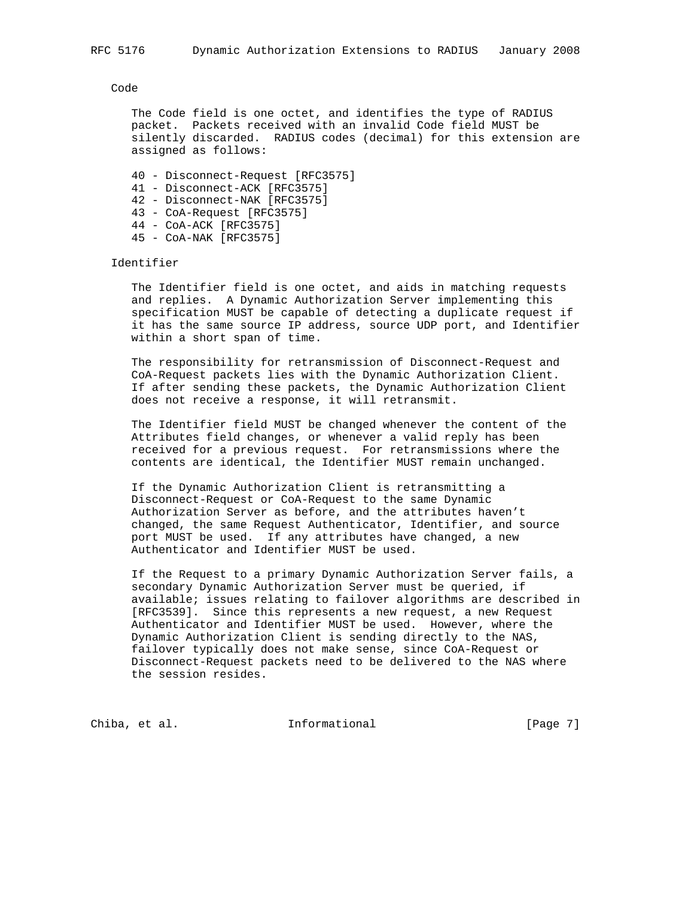Code

The Code field is one octet, and identifies the type of RADIUS packet. Packets received with an invalid Code field MUST be silently discarded. RADIUS codes (decimal) for this extension are assigned as follows:

- 40 - Disconnect-Request [RFC3575]
- 41 - Disconnect-ACK [RFC3575]
- 42 - Disconnect-NAK [RFC3575]
- 43 - CoA-Request [RFC3575]
- 44 - CoA-ACK [RFC3575]
- 45 - CoA-NAK [RFC3575]

Identifier

The Identifier field is one octet, and aids in matching requests and replies. A Dynamic Authorization Server implementing this specification MUST be capable of detecting a duplicate request if it has the same source IP address, source UDP port, and Identifier within a short span of time.

The responsibility for retransmission of Disconnect-Request and CoA-Request packets lies with the Dynamic Authorization Client. If after sending these packets, the Dynamic Authorization Client does not receive a response, it will retransmit.

The Identifier field MUST be changed whenever the content of the Attributes field changes, or whenever a valid reply has been received for a previous request. For retransmissions where the contents are identical, the Identifier MUST remain unchanged.

If the Dynamic Authorization Client is retransmitting a Disconnect-Request or CoA-Request to the same Dynamic Authorization Server as before, and the attributes haven't changed, the same Request Authenticator, Identifier, and source port MUST be used. If any attributes have changed, a new Authenticator and Identifier MUST be used.

If the Request to a primary Dynamic Authorization Server fails, a secondary Dynamic Authorization Server must be queried, if available; issues relating to failover algorithms are described in [RFC3539]. Since this represents a new request, a new Request Authenticator and Identifier MUST be used. However, where the Dynamic Authorization Client is sending directly to the NAS, failover typically does not make sense, since CoA-Request or Disconnect-Request packets need to be delivered to the NAS where the session resides.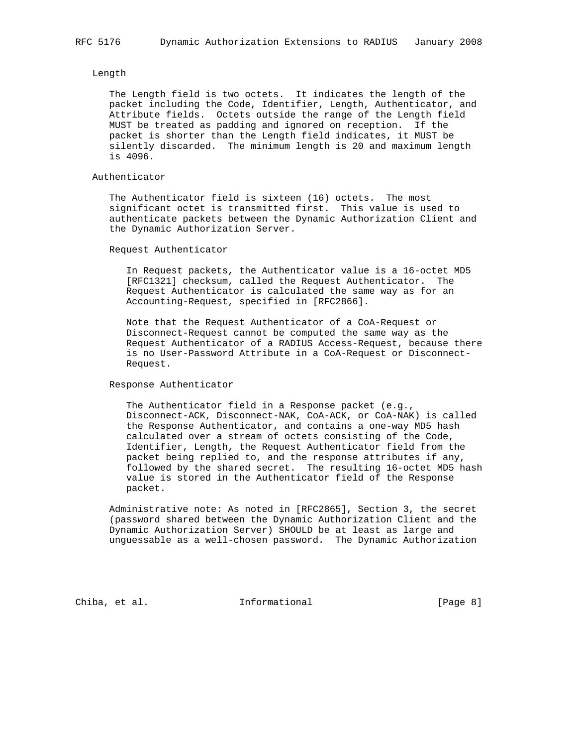Length

The Length field is two octets. It indicates the length of the packet including the Code, Identifier, Length, Authenticator, and Attribute fields. Octets outside the range of the Length field MUST be treated as padding and ignored on reception. If the packet is shorter than the Length field indicates, it MUST be silently discarded. The minimum length is 20 and maximum length is 4096.

Authenticator

The Authenticator field is sixteen (16) octets. The most significant octet is transmitted first. This value is used to authenticate packets between the Dynamic Authorization Client and the Dynamic Authorization Server.

Request Authenticator

In Request packets, the Authenticator value is a 16-octet MD5 [RFC1321] checksum, called the Request Authenticator. The Request Authenticator is calculated the same way as for an Accounting-Request, specified in [RFC2866].

Note that the Request Authenticator of a CoA-Request or Disconnect-Request cannot be computed the same way as the Request Authenticator of a RADIUS Access-Request, because there is no User-Password Attribute in a CoA-Request or Disconnect-Request.

Response Authenticator

The Authenticator field in a Response packet (e.g., Disconnect-ACK, Disconnect-NAK, CoA-ACK, or CoA-NAK) is called the Response Authenticator, and contains a one-way MD5 hash calculated over a stream of octets consisting of the Code, Identifier, Length, the Request Authenticator field from the packet being replied to, and the response attributes if any, followed by the shared secret. The resulting 16-octet MD5 hash value is stored in the Authenticator field of the Response packet.

Administrative note: As noted in [RFC2865], Section 3, the secret (password shared between the Dynamic Authorization Client and the Dynamic Authorization Server) SHOULD be at least as large and unguessable as a well-chosen password. The Dynamic Authorization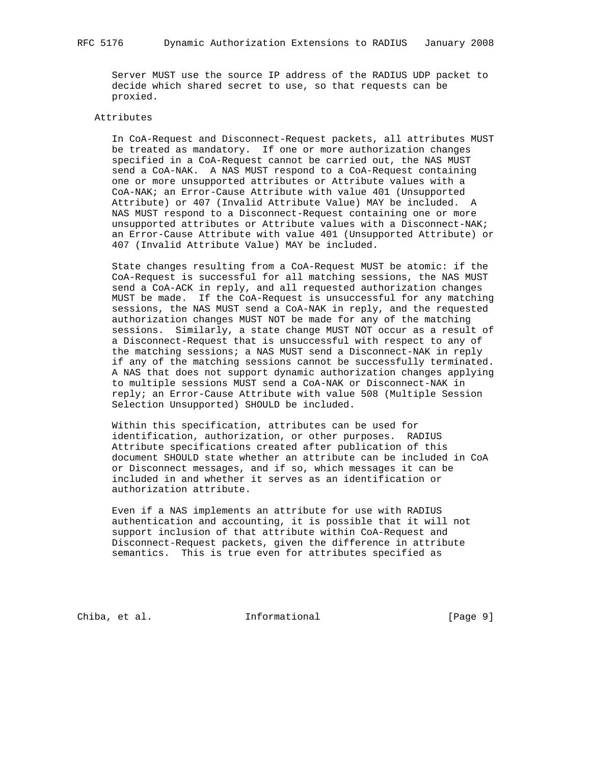Server MUST use the source IP address of the RADIUS UDP packet to decide which shared secret to use, so that requests can be proxied.

Attributes

In CoA-Request and Disconnect-Request packets, all attributes MUST be treated as mandatory. If one or more authorization changes specified in a CoA-Request cannot be carried out, the NAS MUST send a CoA-NAK. A NAS MUST respond to a CoA-Request containing one or more unsupported attributes or Attribute values with a CoA-NAK; an Error-Cause Attribute with value 401 (Unsupported Attribute) or 407 (Invalid Attribute Value) MAY be included. A NAS MUST respond to a Disconnect-Request containing one or more unsupported attributes or Attribute values with a Disconnect-NAK; an Error-Cause Attribute with value 401 (Unsupported Attribute) or 407 (Invalid Attribute Value) MAY be included.

State changes resulting from a CoA-Request MUST be atomic: if the CoA-Request is successful for all matching sessions, the NAS MUST send a CoA-ACK in reply, and all requested authorization changes MUST be made. If the CoA-Request is unsuccessful for any matching sessions, the NAS MUST send a CoA-NAK in reply, and the requested authorization changes MUST NOT be made for any of the matching sessions. Similarly, a state change MUST NOT occur as a result of a Disconnect-Request that is unsuccessful with respect to any of the matching sessions; a NAS MUST send a Disconnect-NAK in reply if any of the matching sessions cannot be successfully terminated. A NAS that does not support dynamic authorization changes applying to multiple sessions MUST send a CoA-NAK or Disconnect-NAK in reply; an Error-Cause Attribute with value 508 (Multiple Session Selection Unsupported) SHOULD be included.

Within this specification, attributes can be used for identification, authorization, or other purposes. RADIUS Attribute specifications created after publication of this document SHOULD state whether an attribute can be included in CoA or Disconnect messages, and if so, which messages it can be included in and whether it serves as an identification or authorization attribute.

Even if a NAS implements an attribute for use with RADIUS authentication and accounting, it is possible that it will not support inclusion of that attribute within CoA-Request and Disconnect-Request packets, given the difference in attribute semantics. This is true even for attributes specified as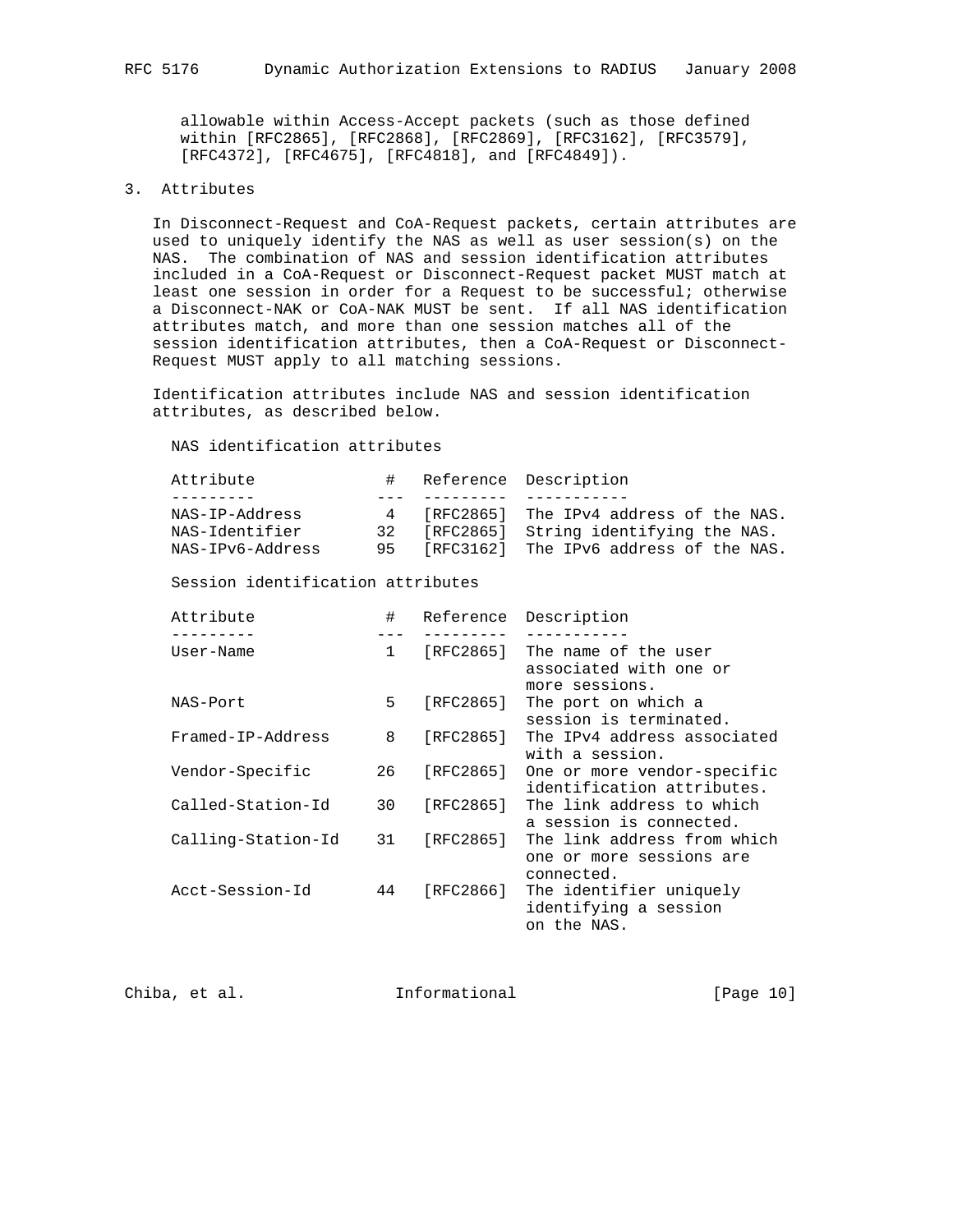allowable within Access-Accept packets (such as those defined within [RFC2865], [RFC2868], [RFC2869], [RFC3162], [RFC3579], [RFC4372], [RFC4675], [RFC4818], and [RFC4849]).

## 3. Attributes

In Disconnect-Request and CoA-Request packets, certain attributes are used to uniquely identify the NAS as well as user session(s) on the NAS. The combination of NAS and session identification attributes included in a CoA-Request or Disconnect-Request packet MUST match at least one session in order for a Request to be successful; otherwise a Disconnect-NAK or CoA-NAK MUST be sent. If all NAS identification attributes match, and more than one session matches all of the session identification attributes, then a CoA-Request or Disconnect-Request MUST apply to all matching sessions.

Identification attributes include NAS and session identification attributes, as described below.

NAS identification attributes

| Attribute | # | Reference | Description |
|---|---|---|---|
| NAS-IP-Address | 4 | [RFC2865] | The IPv4 address of the NAS. |
| NAS-Identifier | 32 | [RFC2865] | String identifying the NAS. |
| NAS-IPv6-Address | 95 | [RFC3162] | The IPv6 address of the NAS. |

Session identification attributes

| Attribute | # | Reference | Description |
|---|---|---|---|
| User-Name | 1 | [RFC2865] | The name of the user associated with one or more sessions. |
| NAS-Port | 5 | [RFC2865] | The port on which a session is terminated. |
| Framed-IP-Address | 8 | [RFC2865] | The IPv4 address associated with a session. |
| Vendor-Specific | 26 | [RFC2865] | One or more vendor-specific identification attributes. |
| Called-Station-Id | 30 | [RFC2865] | The link address to which a session is connected. |
| Calling-Station-Id | 31 | [RFC2865] | The link address from which one or more sessions are connected. |
| Acct-Session-Id | 44 | [RFC2866] | The identifier uniquely identifying a session on the NAS. |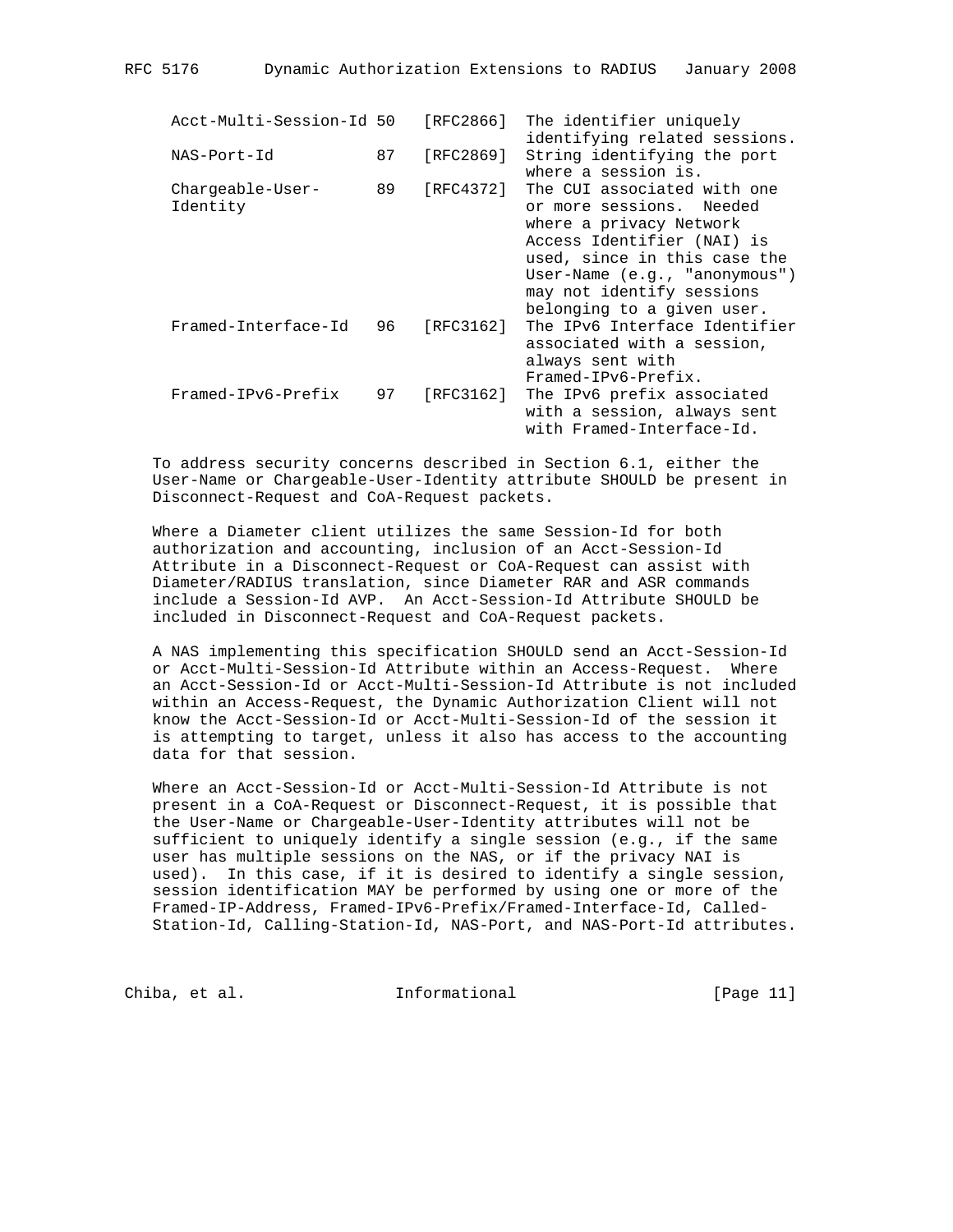| Attribute | # | Ref | Description |
|---|---|---|---|
| Acct-Multi-Session-Id | 50 | [RFC2866] | The identifier uniquely identifying related sessions. |
| NAS-Port-Id | 87 | [RFC2869] | String identifying the port where a session is. |
| Chargeable-User-Identity | 89 | [RFC4372] | The CUI associated with one or more sessions. Needed where a privacy Network Access Identifier (NAI) is used, since in this case the User-Name (e.g., "anonymous") may not identify sessions belonging to a given user. |
| Framed-Interface-Id | 96 | [RFC3162] | The IPv6 Interface Identifier associated with a session, always sent with Framed-IPv6-Prefix. |
| Framed-IPv6-Prefix | 97 | [RFC3162] | The IPv6 prefix associated with a session, always sent with Framed-Interface-Id. |

To address security concerns described in Section 6.1, either the User-Name or Chargeable-User-Identity attribute SHOULD be present in Disconnect-Request and CoA-Request packets.

Where a Diameter client utilizes the same Session-Id for both authorization and accounting, inclusion of an Acct-Session-Id Attribute in a Disconnect-Request or CoA-Request can assist with Diameter/RADIUS translation, since Diameter RAR and ASR commands include a Session-Id AVP. An Acct-Session-Id Attribute SHOULD be included in Disconnect-Request and CoA-Request packets.

A NAS implementing this specification SHOULD send an Acct-Session-Id or Acct-Multi-Session-Id Attribute within an Access-Request. Where an Acct-Session-Id or Acct-Multi-Session-Id Attribute is not included within an Access-Request, the Dynamic Authorization Client will not know the Acct-Session-Id or Acct-Multi-Session-Id of the session it is attempting to target, unless it also has access to the accounting data for that session.

Where an Acct-Session-Id or Acct-Multi-Session-Id Attribute is not present in a CoA-Request or Disconnect-Request, it is possible that the User-Name or Chargeable-User-Identity attributes will not be sufficient to uniquely identify a single session (e.g., if the same user has multiple sessions on the NAS, or if the privacy NAI is used). In this case, if it is desired to identify a single session, session identification MAY be performed by using one or more of the Framed-IP-Address, Framed-IPv6-Prefix/Framed-Interface-Id, Called-Station-Id, Calling-Station-Id, NAS-Port, and NAS-Port-Id attributes.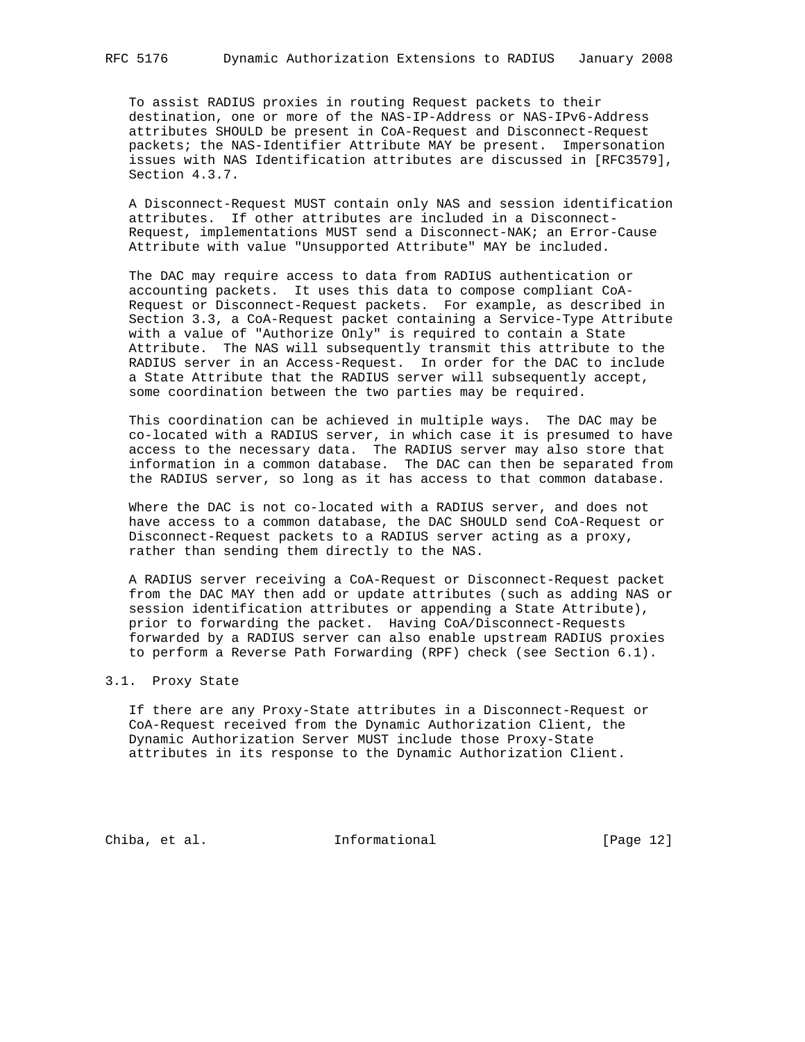To assist RADIUS proxies in routing Request packets to their destination, one or more of the NAS-IP-Address or NAS-IPv6-Address attributes SHOULD be present in CoA-Request and Disconnect-Request packets; the NAS-Identifier Attribute MAY be present. Impersonation issues with NAS Identification attributes are discussed in [RFC3579], Section 4.3.7.

A Disconnect-Request MUST contain only NAS and session identification attributes. If other attributes are included in a Disconnect-Request, implementations MUST send a Disconnect-NAK; an Error-Cause Attribute with value "Unsupported Attribute" MAY be included.

The DAC may require access to data from RADIUS authentication or accounting packets. It uses this data to compose compliant CoA-Request or Disconnect-Request packets. For example, as described in Section 3.3, a CoA-Request packet containing a Service-Type Attribute with a value of "Authorize Only" is required to contain a State Attribute. The NAS will subsequently transmit this attribute to the RADIUS server in an Access-Request. In order for the DAC to include a State Attribute that the RADIUS server will subsequently accept, some coordination between the two parties may be required.

This coordination can be achieved in multiple ways. The DAC may be co-located with a RADIUS server, in which case it is presumed to have access to the necessary data. The RADIUS server may also store that information in a common database. The DAC can then be separated from the RADIUS server, so long as it has access to that common database.

Where the DAC is not co-located with a RADIUS server, and does not have access to a common database, the DAC SHOULD send CoA-Request or Disconnect-Request packets to a RADIUS server acting as a proxy, rather than sending them directly to the NAS.

A RADIUS server receiving a CoA-Request or Disconnect-Request packet from the DAC MAY then add or update attributes (such as adding NAS or session identification attributes or appending a State Attribute), prior to forwarding the packet. Having CoA/Disconnect-Requests forwarded by a RADIUS server can also enable upstream RADIUS proxies to perform a Reverse Path Forwarding (RPF) check (see Section 6.1).

## 3.1. Proxy State

If there are any Proxy-State attributes in a Disconnect-Request or CoA-Request received from the Dynamic Authorization Client, the Dynamic Authorization Server MUST include those Proxy-State attributes in its response to the Dynamic Authorization Client.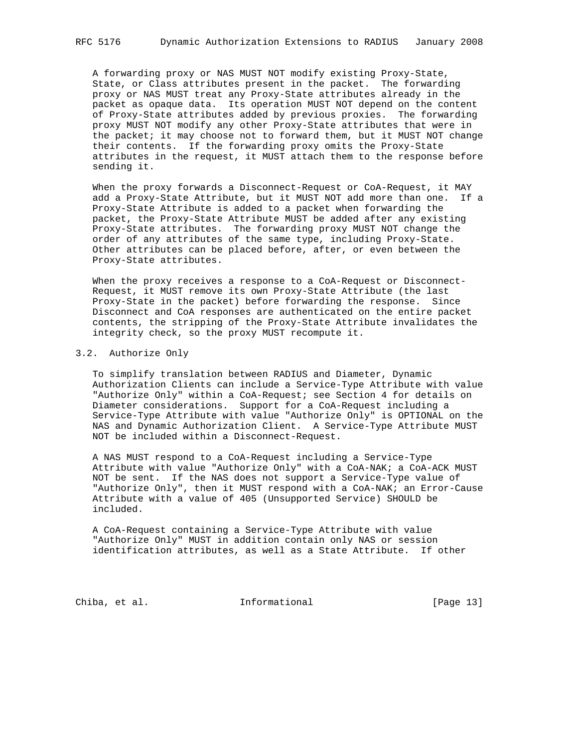A forwarding proxy or NAS MUST NOT modify existing Proxy-State, State, or Class attributes present in the packet. The forwarding proxy or NAS MUST treat any Proxy-State attributes already in the packet as opaque data. Its operation MUST NOT depend on the content of Proxy-State attributes added by previous proxies. The forwarding proxy MUST NOT modify any other Proxy-State attributes that were in the packet; it may choose not to forward them, but it MUST NOT change their contents. If the forwarding proxy omits the Proxy-State attributes in the request, it MUST attach them to the response before sending it.

When the proxy forwards a Disconnect-Request or CoA-Request, it MAY add a Proxy-State Attribute, but it MUST NOT add more than one. If a Proxy-State Attribute is added to a packet when forwarding the packet, the Proxy-State Attribute MUST be added after any existing Proxy-State attributes. The forwarding proxy MUST NOT change the order of any attributes of the same type, including Proxy-State. Other attributes can be placed before, after, or even between the Proxy-State attributes.

When the proxy receives a response to a CoA-Request or Disconnect-Request, it MUST remove its own Proxy-State Attribute (the last Proxy-State in the packet) before forwarding the response. Since Disconnect and CoA responses are authenticated on the entire packet contents, the stripping of the Proxy-State Attribute invalidates the integrity check, so the proxy MUST recompute it.

### 3.2. Authorize Only

To simplify translation between RADIUS and Diameter, Dynamic Authorization Clients can include a Service-Type Attribute with value "Authorize Only" within a CoA-Request; see Section 4 for details on Diameter considerations. Support for a CoA-Request including a Service-Type Attribute with value "Authorize Only" is OPTIONAL on the NAS and Dynamic Authorization Client. A Service-Type Attribute MUST NOT be included within a Disconnect-Request.

A NAS MUST respond to a CoA-Request including a Service-Type Attribute with value "Authorize Only" with a CoA-NAK; a CoA-ACK MUST NOT be sent. If the NAS does not support a Service-Type value of "Authorize Only", then it MUST respond with a CoA-NAK; an Error-Cause Attribute with a value of 405 (Unsupported Service) SHOULD be included.

A CoA-Request containing a Service-Type Attribute with value "Authorize Only" MUST in addition contain only NAS or session identification attributes, as well as a State Attribute. If other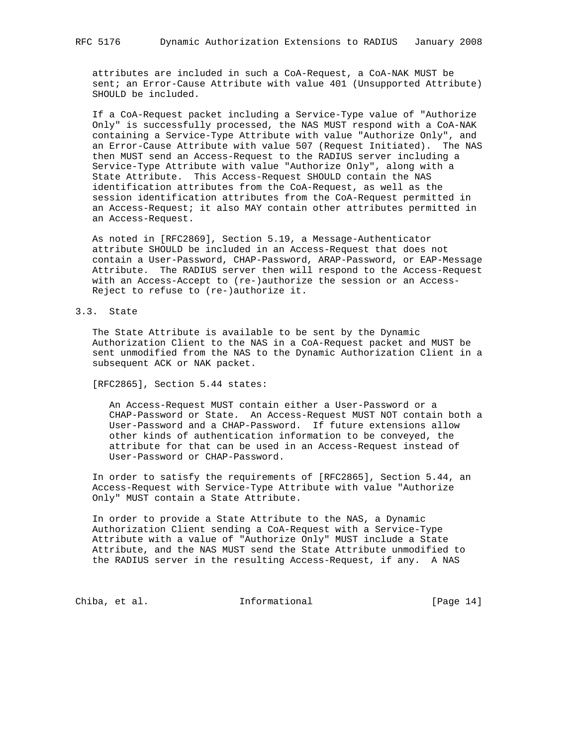attributes are included in such a CoA-Request, a CoA-NAK MUST be sent; an Error-Cause Attribute with value 401 (Unsupported Attribute) SHOULD be included.

If a CoA-Request packet including a Service-Type value of "Authorize Only" is successfully processed, the NAS MUST respond with a CoA-NAK containing a Service-Type Attribute with value "Authorize Only", and an Error-Cause Attribute with value 507 (Request Initiated). The NAS then MUST send an Access-Request to the RADIUS server including a Service-Type Attribute with value "Authorize Only", along with a State Attribute. This Access-Request SHOULD contain the NAS identification attributes from the CoA-Request, as well as the session identification attributes from the CoA-Request permitted in an Access-Request; it also MAY contain other attributes permitted in an Access-Request.

As noted in [RFC2869], Section 5.19, a Message-Authenticator attribute SHOULD be included in an Access-Request that does not contain a User-Password, CHAP-Password, ARAP-Password, or EAP-Message Attribute. The RADIUS server then will respond to the Access-Request with an Access-Accept to (re-)authorize the session or an Access-Reject to refuse to (re-)authorize it.

## 3.3. State

The State Attribute is available to be sent by the Dynamic Authorization Client to the NAS in a CoA-Request packet and MUST be sent unmodified from the NAS to the Dynamic Authorization Client in a subsequent ACK or NAK packet.

[RFC2865], Section 5.44 states:

> An Access-Request MUST contain either a User-Password or a CHAP-Password or State. An Access-Request MUST NOT contain both a User-Password and a CHAP-Password. If future extensions allow other kinds of authentication information to be conveyed, the attribute for that can be used in an Access-Request instead of User-Password or CHAP-Password.

In order to satisfy the requirements of [RFC2865], Section 5.44, an Access-Request with Service-Type Attribute with value "Authorize Only" MUST contain a State Attribute.

In order to provide a State Attribute to the NAS, a Dynamic Authorization Client sending a CoA-Request with a Service-Type Attribute with a value of "Authorize Only" MUST include a State Attribute, and the NAS MUST send the State Attribute unmodified to the RADIUS server in the resulting Access-Request, if any. A NAS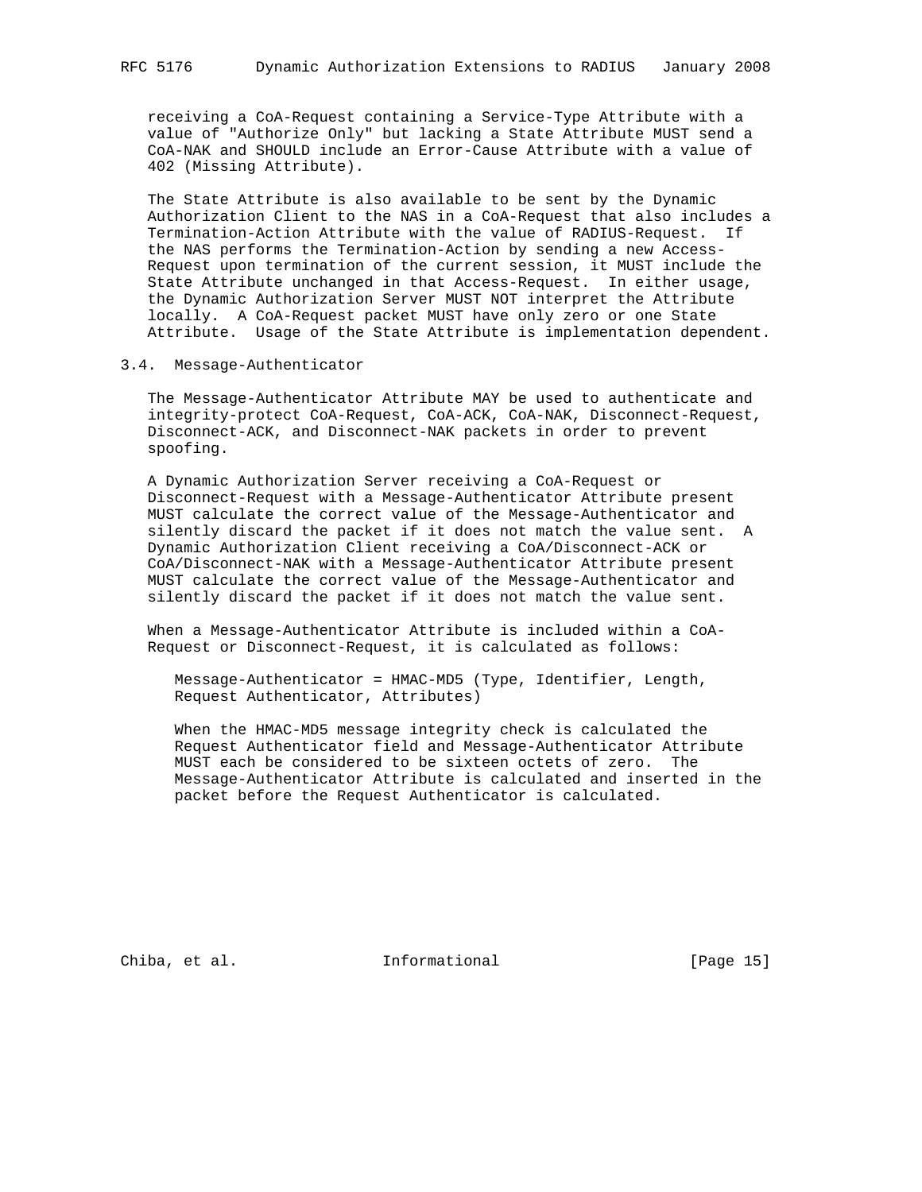receiving a CoA-Request containing a Service-Type Attribute with a value of "Authorize Only" but lacking a State Attribute MUST send a CoA-NAK and SHOULD include an Error-Cause Attribute with a value of 402 (Missing Attribute).

The State Attribute is also available to be sent by the Dynamic Authorization Client to the NAS in a CoA-Request that also includes a Termination-Action Attribute with the value of RADIUS-Request. If the NAS performs the Termination-Action by sending a new Access-Request upon termination of the current session, it MUST include the State Attribute unchanged in that Access-Request. In either usage, the Dynamic Authorization Server MUST NOT interpret the Attribute locally. A CoA-Request packet MUST have only zero or one State Attribute. Usage of the State Attribute is implementation dependent.

### 3.4. Message-Authenticator

The Message-Authenticator Attribute MAY be used to authenticate and integrity-protect CoA-Request, CoA-ACK, CoA-NAK, Disconnect-Request, Disconnect-ACK, and Disconnect-NAK packets in order to prevent spoofing.

A Dynamic Authorization Server receiving a CoA-Request or Disconnect-Request with a Message-Authenticator Attribute present MUST calculate the correct value of the Message-Authenticator and silently discard the packet if it does not match the value sent. A Dynamic Authorization Client receiving a CoA/Disconnect-ACK or CoA/Disconnect-NAK with a Message-Authenticator Attribute present MUST calculate the correct value of the Message-Authenticator and silently discard the packet if it does not match the value sent.

When a Message-Authenticator Attribute is included within a CoA-Request or Disconnect-Request, it is calculated as follows:

```
Message-Authenticator = HMAC-MD5 (Type, Identifier, Length,
Request Authenticator, Attributes)
```

When the HMAC-MD5 message integrity check is calculated the Request Authenticator field and Message-Authenticator Attribute MUST each be considered to be sixteen octets of zero. The Message-Authenticator Attribute is calculated and inserted in the packet before the Request Authenticator is calculated.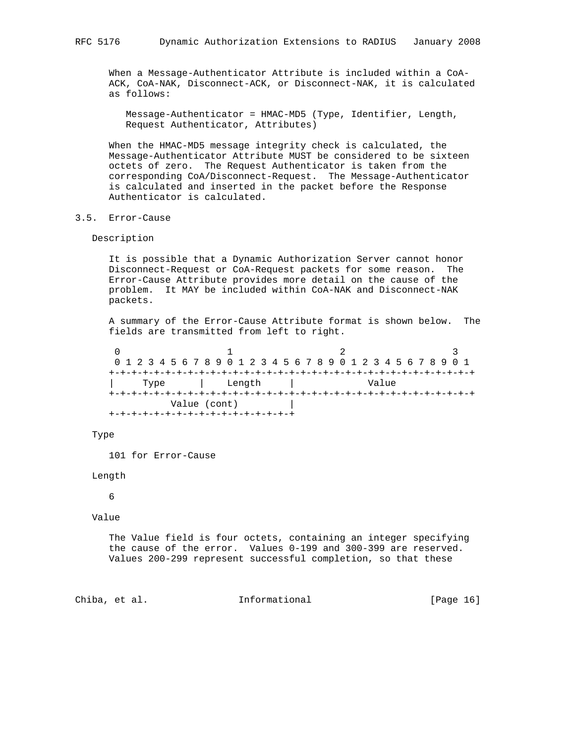When a Message-Authenticator Attribute is included within a CoA-ACK, CoA-NAK, Disconnect-ACK, or Disconnect-NAK, it is calculated as follows:

```
Message-Authenticator = HMAC-MD5 (Type, Identifier, Length,
Request Authenticator, Attributes)
```

When the HMAC-MD5 message integrity check is calculated, the Message-Authenticator Attribute MUST be considered to be sixteen octets of zero. The Request Authenticator is taken from the corresponding CoA/Disconnect-Request. The Message-Authenticator is calculated and inserted in the packet before the Response Authenticator is calculated.

## 3.5. Error-Cause

Description

It is possible that a Dynamic Authorization Server cannot honor Disconnect-Request or CoA-Request packets for some reason. The Error-Cause Attribute provides more detail on the cause of the problem. It MAY be included within CoA-NAK and Disconnect-NAK packets.

A summary of the Error-Cause Attribute format is shown below. The fields are transmitted from left to right.

```
 0                   1                   2                   3
 0 1 2 3 4 5 6 7 8 9 0 1 2 3 4 5 6 7 8 9 0 1 2 3 4 5 6 7 8 9 0 1
+-+-+-+-+-+-+-+-+-+-+-+-+-+-+-+-+-+-+-+-+-+-+-+-+-+-+-+-+-+-+-+-+
|     Type      |    Length     |             Value
+-+-+-+-+-+-+-+-+-+-+-+-+-+-+-+-+-+-+-+-+-+-+-+-+-+-+-+-+-+-+-+-+
          Value (cont)         |
+-+-+-+-+-+-+-+-+-+-+-+-+-+-+-+-+
```

Type

101 for Error-Cause

Length

6

Value

The Value field is four octets, containing an integer specifying the cause of the error. Values 0-199 and 300-399 are reserved. Values 200-299 represent successful completion, so that these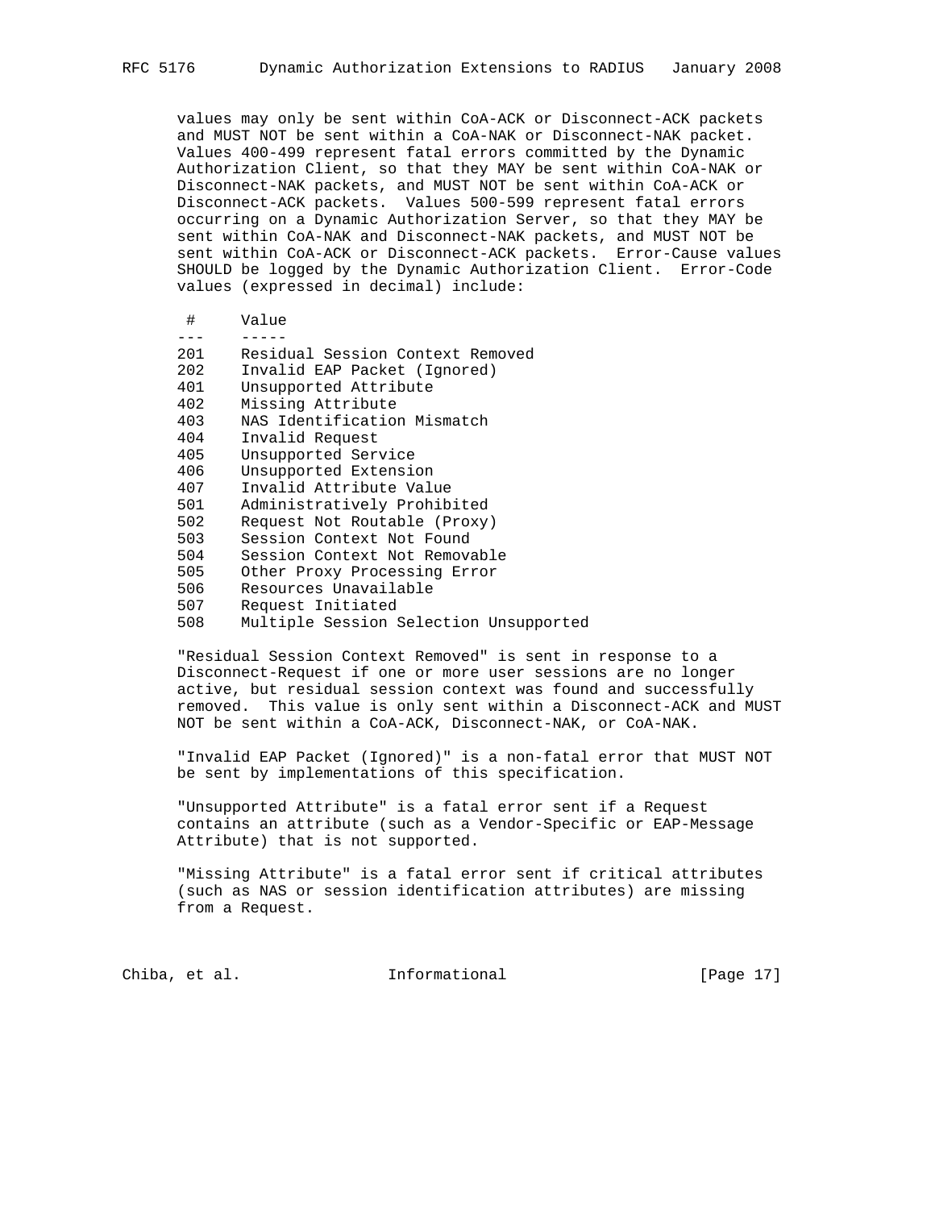values may only be sent within CoA-ACK or Disconnect-ACK packets and MUST NOT be sent within a CoA-NAK or Disconnect-NAK packet. Values 400-499 represent fatal errors committed by the Dynamic Authorization Client, so that they MAY be sent within CoA-NAK or Disconnect-NAK packets, and MUST NOT be sent within CoA-ACK or Disconnect-ACK packets. Values 500-599 represent fatal errors occurring on a Dynamic Authorization Server, so that they MAY be sent within CoA-NAK and Disconnect-NAK packets, and MUST NOT be sent within CoA-ACK or Disconnect-ACK packets. Error-Cause values SHOULD be logged by the Dynamic Authorization Client. Error-Code values (expressed in decimal) include:

| # | Value |
|---|---|
| 201 | Residual Session Context Removed |
| 202 | Invalid EAP Packet (Ignored) |
| 401 | Unsupported Attribute |
| 402 | Missing Attribute |
| 403 | NAS Identification Mismatch |
| 404 | Invalid Request |
| 405 | Unsupported Service |
| 406 | Unsupported Extension |
| 407 | Invalid Attribute Value |
| 501 | Administratively Prohibited |
| 502 | Request Not Routable (Proxy) |
| 503 | Session Context Not Found |
| 504 | Session Context Not Removable |
| 505 | Other Proxy Processing Error |
| 506 | Resources Unavailable |
| 507 | Request Initiated |
| 508 | Multiple Session Selection Unsupported |

"Residual Session Context Removed" is sent in response to a Disconnect-Request if one or more user sessions are no longer active, but residual session context was found and successfully removed. This value is only sent within a Disconnect-ACK and MUST NOT be sent within a CoA-ACK, Disconnect-NAK, or CoA-NAK.

"Invalid EAP Packet (Ignored)" is a non-fatal error that MUST NOT be sent by implementations of this specification.

"Unsupported Attribute" is a fatal error sent if a Request contains an attribute (such as a Vendor-Specific or EAP-Message Attribute) that is not supported.

"Missing Attribute" is a fatal error sent if critical attributes (such as NAS or session identification attributes) are missing from a Request.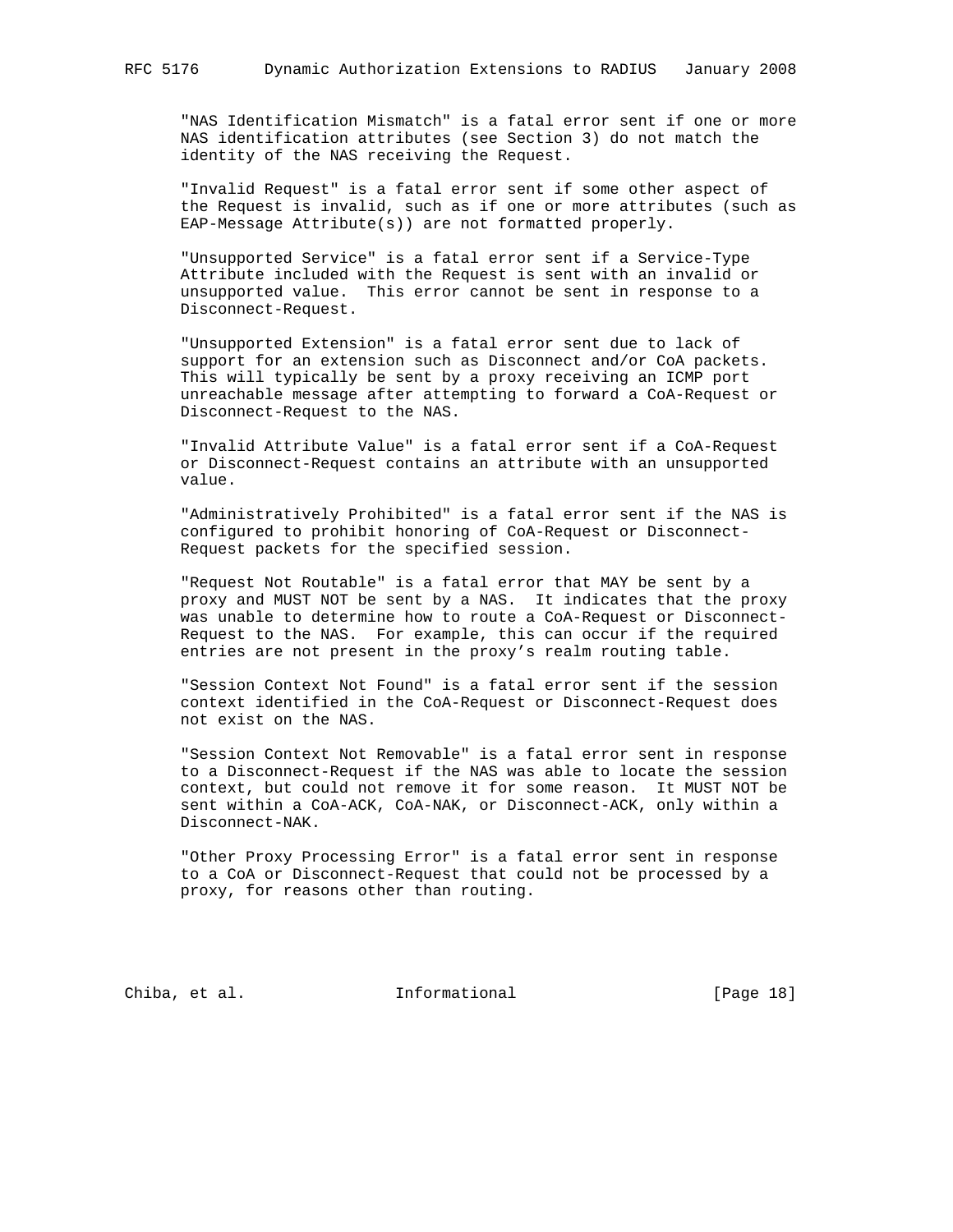"NAS Identification Mismatch" is a fatal error sent if one or more NAS identification attributes (see Section 3) do not match the identity of the NAS receiving the Request.

"Invalid Request" is a fatal error sent if some other aspect of the Request is invalid, such as if one or more attributes (such as EAP-Message Attribute(s)) are not formatted properly.

"Unsupported Service" is a fatal error sent if a Service-Type Attribute included with the Request is sent with an invalid or unsupported value. This error cannot be sent in response to a Disconnect-Request.

"Unsupported Extension" is a fatal error sent due to lack of support for an extension such as Disconnect and/or CoA packets. This will typically be sent by a proxy receiving an ICMP port unreachable message after attempting to forward a CoA-Request or Disconnect-Request to the NAS.

"Invalid Attribute Value" is a fatal error sent if a CoA-Request or Disconnect-Request contains an attribute with an unsupported value.

"Administratively Prohibited" is a fatal error sent if the NAS is configured to prohibit honoring of CoA-Request or Disconnect-Request packets for the specified session.

"Request Not Routable" is a fatal error that MAY be sent by a proxy and MUST NOT be sent by a NAS. It indicates that the proxy was unable to determine how to route a CoA-Request or Disconnect-Request to the NAS. For example, this can occur if the required entries are not present in the proxy's realm routing table.

"Session Context Not Found" is a fatal error sent if the session context identified in the CoA-Request or Disconnect-Request does not exist on the NAS.

"Session Context Not Removable" is a fatal error sent in response to a Disconnect-Request if the NAS was able to locate the session context, but could not remove it for some reason. It MUST NOT be sent within a CoA-ACK, CoA-NAK, or Disconnect-ACK, only within a Disconnect-NAK.

"Other Proxy Processing Error" is a fatal error sent in response to a CoA or Disconnect-Request that could not be processed by a proxy, for reasons other than routing.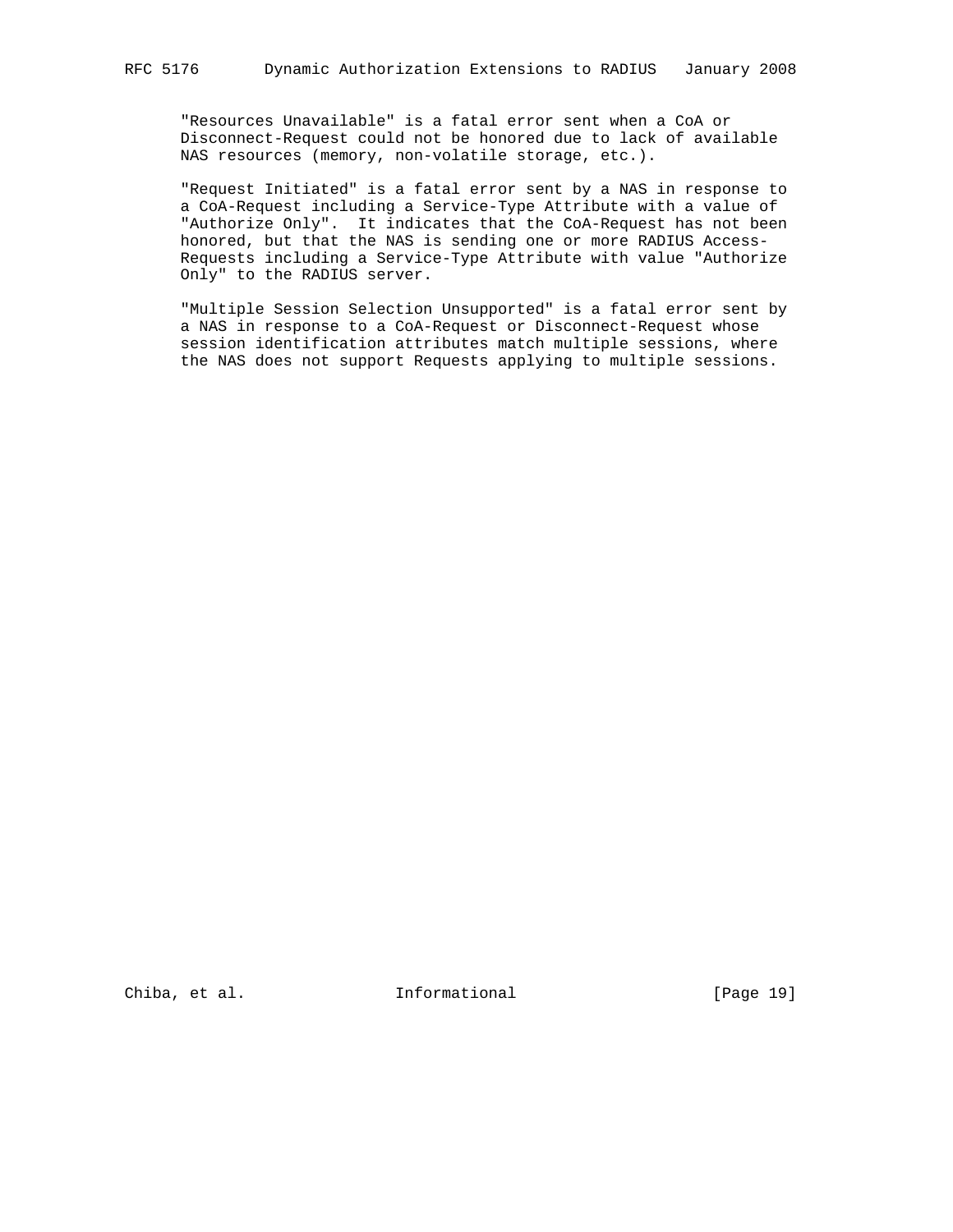"Resources Unavailable" is a fatal error sent when a CoA or Disconnect-Request could not be honored due to lack of available NAS resources (memory, non-volatile storage, etc.).

"Request Initiated" is a fatal error sent by a NAS in response to a CoA-Request including a Service-Type Attribute with a value of "Authorize Only". It indicates that the CoA-Request has not been honored, but that the NAS is sending one or more RADIUS Access-Requests including a Service-Type Attribute with value "Authorize Only" to the RADIUS server.

"Multiple Session Selection Unsupported" is a fatal error sent by a NAS in response to a CoA-Request or Disconnect-Request whose session identification attributes match multiple sessions, where the NAS does not support Requests applying to multiple sessions.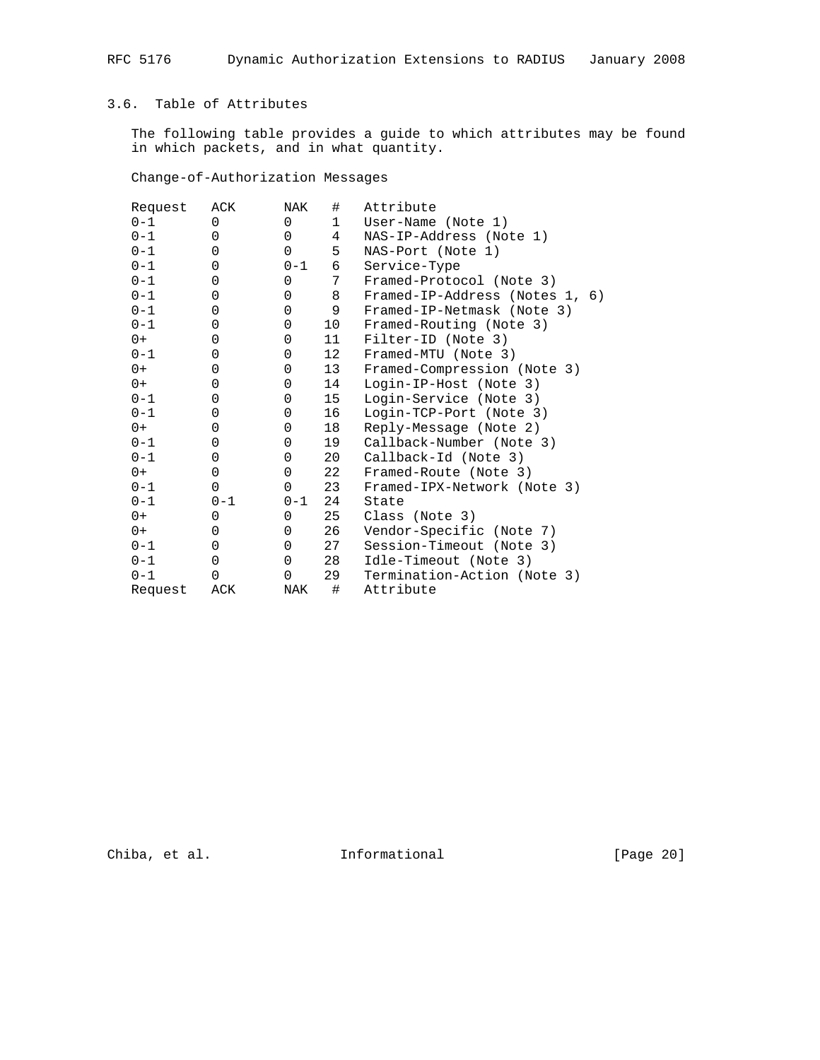## 3.6. Table of Attributes

The following table provides a guide to which attributes may be found in which packets, and in what quantity.

Change-of-Authorization Messages

| Request | ACK | NAK | # | Attribute |
|---|---|---|---|---|
| 0-1 | 0 | 0 | 1 | User-Name (Note 1) |
| 0-1 | 0 | 0 | 4 | NAS-IP-Address (Note 1) |
| 0-1 | 0 | 0 | 5 | NAS-Port (Note 1) |
| 0-1 | 0 | 0-1 | 6 | Service-Type |
| 0-1 | 0 | 0 | 7 | Framed-Protocol (Note 3) |
| 0-1 | 0 | 0 | 8 | Framed-IP-Address (Notes 1, 6) |
| 0-1 | 0 | 0 | 9 | Framed-IP-Netmask (Note 3) |
| 0-1 | 0 | 0 | 10 | Framed-Routing (Note 3) |
| 0+ | 0 | 0 | 11 | Filter-ID (Note 3) |
| 0-1 | 0 | 0 | 12 | Framed-MTU (Note 3) |
| 0+ | 0 | 0 | 13 | Framed-Compression (Note 3) |
| 0+ | 0 | 0 | 14 | Login-IP-Host (Note 3) |
| 0-1 | 0 | 0 | 15 | Login-Service (Note 3) |
| 0-1 | 0 | 0 | 16 | Login-TCP-Port (Note 3) |
| 0+ | 0 | 0 | 18 | Reply-Message (Note 2) |
| 0-1 | 0 | 0 | 19 | Callback-Number (Note 3) |
| 0-1 | 0 | 0 | 20 | Callback-Id (Note 3) |
| 0+ | 0 | 0 | 22 | Framed-Route (Note 3) |
| 0-1 | 0 | 0 | 23 | Framed-IPX-Network (Note 3) |
| 0-1 | 0-1 | 0-1 | 24 | State |
| 0+ | 0 | 0 | 25 | Class (Note 3) |
| 0+ | 0 | 0 | 26 | Vendor-Specific (Note 7) |
| 0-1 | 0 | 0 | 27 | Session-Timeout (Note 3) |
| 0-1 | 0 | 0 | 28 | Idle-Timeout (Note 3) |
| 0-1 | 0 | 0 | 29 | Termination-Action (Note 3) |
| Request | ACK | NAK | # | Attribute |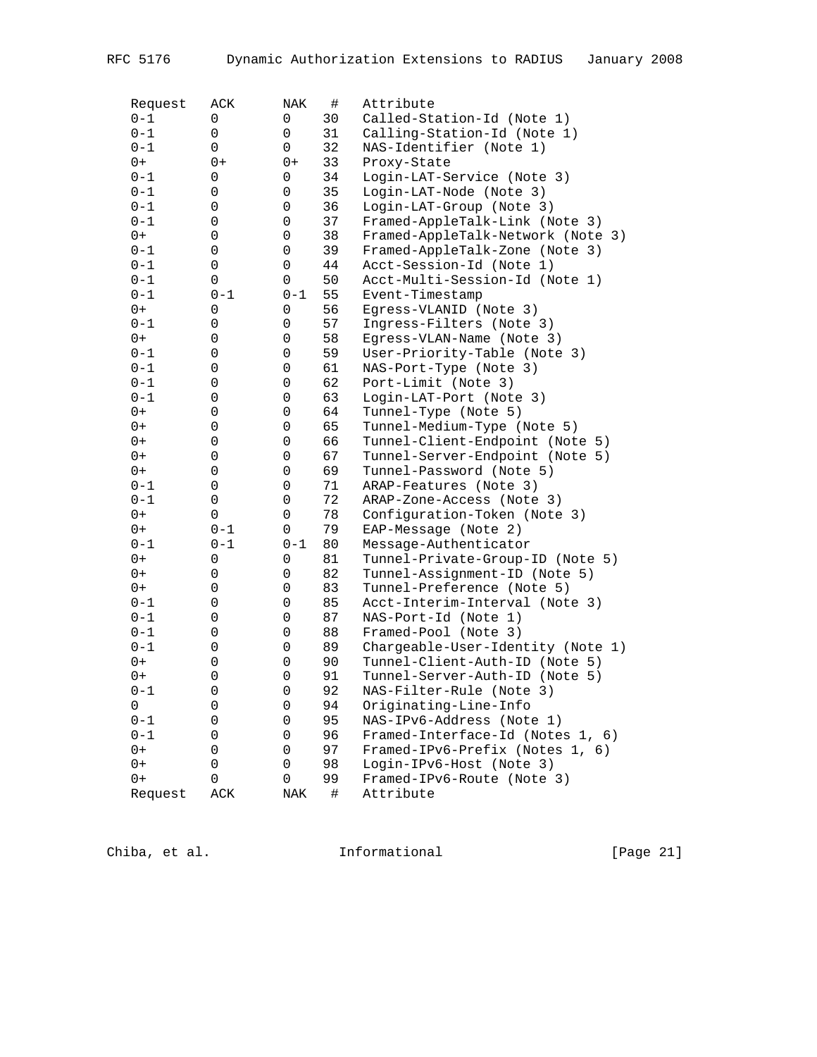| Request | ACK | NAK | # | Attribute |
|---|---|---|---|---|
| 0-1 | 0 | 0 | 30 | Called-Station-Id (Note 1) |
| 0-1 | 0 | 0 | 31 | Calling-Station-Id (Note 1) |
| 0-1 | 0 | 0 | 32 | NAS-Identifier (Note 1) |
| 0+ | 0+ | 0+ | 33 | Proxy-State |
| 0-1 | 0 | 0 | 34 | Login-LAT-Service (Note 3) |
| 0-1 | 0 | 0 | 35 | Login-LAT-Node (Note 3) |
| 0-1 | 0 | 0 | 36 | Login-LAT-Group (Note 3) |
| 0-1 | 0 | 0 | 37 | Framed-AppleTalk-Link (Note 3) |
| 0+ | 0 | 0 | 38 | Framed-AppleTalk-Network (Note 3) |
| 0-1 | 0 | 0 | 39 | Framed-AppleTalk-Zone (Note 3) |
| 0-1 | 0 | 0 | 44 | Acct-Session-Id (Note 1) |
| 0-1 | 0 | 0 | 50 | Acct-Multi-Session-Id (Note 1) |
| 0-1 | 0-1 | 0-1 | 55 | Event-Timestamp |
| 0+ | 0 | 0 | 56 | Egress-VLANID (Note 3) |
| 0-1 | 0 | 0 | 57 | Ingress-Filters (Note 3) |
| 0+ | 0 | 0 | 58 | Egress-VLAN-Name (Note 3) |
| 0-1 | 0 | 0 | 59 | User-Priority-Table (Note 3) |
| 0-1 | 0 | 0 | 61 | NAS-Port-Type (Note 3) |
| 0-1 | 0 | 0 | 62 | Port-Limit (Note 3) |
| 0-1 | 0 | 0 | 63 | Login-LAT-Port (Note 3) |
| 0+ | 0 | 0 | 64 | Tunnel-Type (Note 5) |
| 0+ | 0 | 0 | 65 | Tunnel-Medium-Type (Note 5) |
| 0+ | 0 | 0 | 66 | Tunnel-Client-Endpoint (Note 5) |
| 0+ | 0 | 0 | 67 | Tunnel-Server-Endpoint (Note 5) |
| 0+ | 0 | 0 | 69 | Tunnel-Password (Note 5) |
| 0-1 | 0 | 0 | 71 | ARAP-Features (Note 3) |
| 0-1 | 0 | 0 | 72 | ARAP-Zone-Access (Note 3) |
| 0+ | 0 | 0 | 78 | Configuration-Token (Note 3) |
| 0+ | 0-1 | 0 | 79 | EAP-Message (Note 2) |
| 0-1 | 0-1 | 0-1 | 80 | Message-Authenticator |
| 0+ | 0 | 0 | 81 | Tunnel-Private-Group-ID (Note 5) |
| 0+ | 0 | 0 | 82 | Tunnel-Assignment-ID (Note 5) |
| 0+ | 0 | 0 | 83 | Tunnel-Preference (Note 5) |
| 0-1 | 0 | 0 | 85 | Acct-Interim-Interval (Note 3) |
| 0-1 | 0 | 0 | 87 | NAS-Port-Id (Note 1) |
| 0-1 | 0 | 0 | 88 | Framed-Pool (Note 3) |
| 0-1 | 0 | 0 | 89 | Chargeable-User-Identity (Note 1) |
| 0+ | 0 | 0 | 90 | Tunnel-Client-Auth-ID (Note 5) |
| 0+ | 0 | 0 | 91 | Tunnel-Server-Auth-ID (Note 5) |
| 0-1 | 0 | 0 | 92 | NAS-Filter-Rule (Note 3) |
| 0 | 0 | 0 | 94 | Originating-Line-Info |
| 0-1 | 0 | 0 | 95 | NAS-IPv6-Address (Note 1) |
| 0-1 | 0 | 0 | 96 | Framed-Interface-Id (Notes 1, 6) |
| 0+ | 0 | 0 | 97 | Framed-IPv6-Prefix (Notes 1, 6) |
| 0+ | 0 | 0 | 98 | Login-IPv6-Host (Note 3) |
| 0+ | 0 | 0 | 99 | Framed-IPv6-Route (Note 3) |
| Request | ACK | NAK | # | Attribute |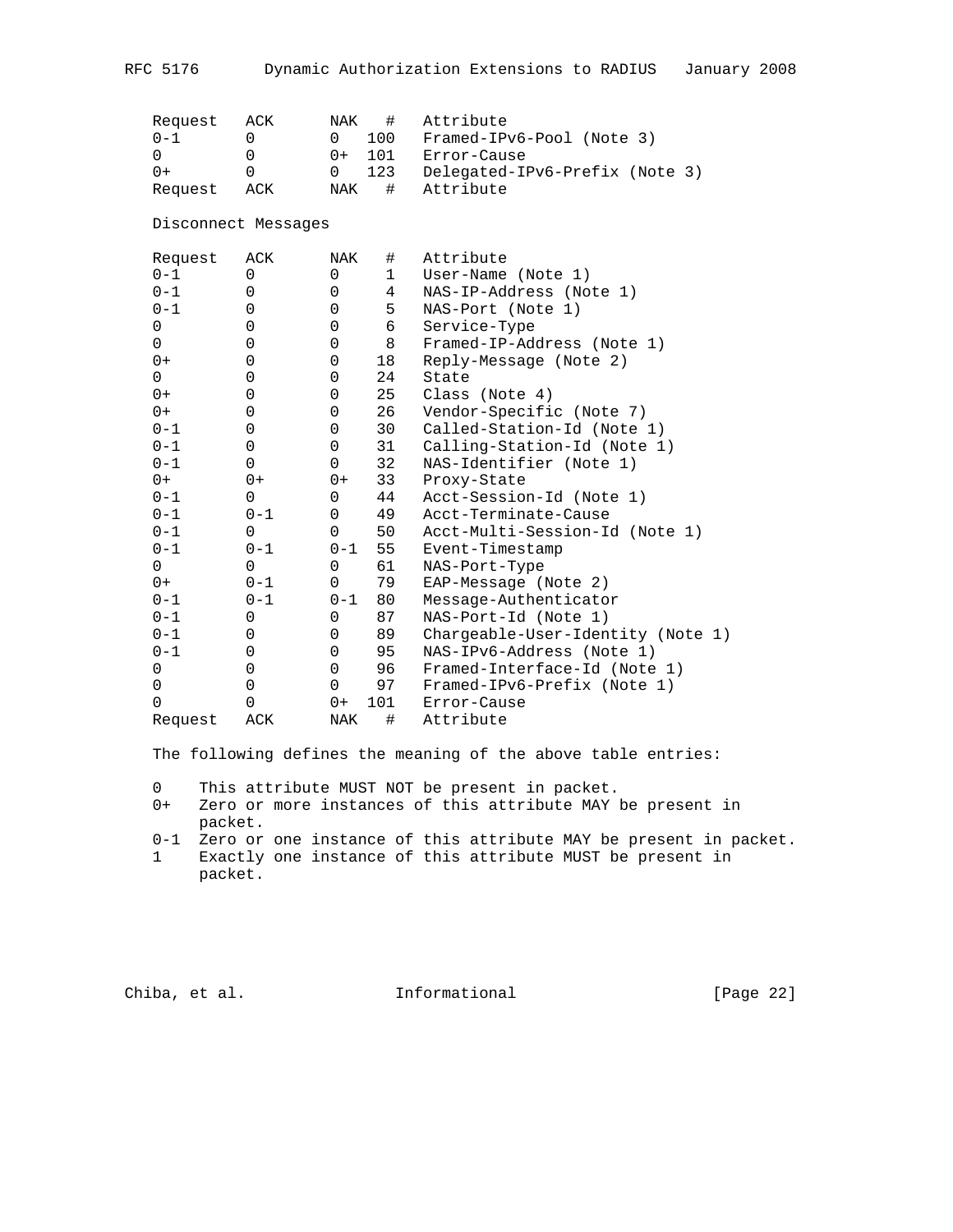| Request | ACK | NAK | # | Attribute |
|---|---|---|---|---|
| 0-1 | 0 | 0 | 100 | Framed-IPv6-Pool (Note 3) |
| 0 | 0 | 0+ | 101 | Error-Cause |
| 0+ | 0 | 0 | 123 | Delegated-IPv6-Prefix (Note 3) |
| Request | ACK | NAK | # | Attribute |

Disconnect Messages

| Request | ACK | NAK | # | Attribute |
|---|---|---|---|---|
| 0-1 | 0 | 0 | 1 | User-Name (Note 1) |
| 0-1 | 0 | 0 | 4 | NAS-IP-Address (Note 1) |
| 0-1 | 0 | 0 | 5 | NAS-Port (Note 1) |
| 0 | 0 | 0 | 6 | Service-Type |
| 0 | 0 | 0 | 8 | Framed-IP-Address (Note 1) |
| 0+ | 0 | 0 | 18 | Reply-Message (Note 2) |
| 0 | 0 | 0 | 24 | State |
| 0+ | 0 | 0 | 25 | Class (Note 4) |
| 0+ | 0 | 0 | 26 | Vendor-Specific (Note 7) |
| 0-1 | 0 | 0 | 30 | Called-Station-Id (Note 1) |
| 0-1 | 0 | 0 | 31 | Calling-Station-Id (Note 1) |
| 0-1 | 0 | 0 | 32 | NAS-Identifier (Note 1) |
| 0+ | 0+ | 0+ | 33 | Proxy-State |
| 0-1 | 0 | 0 | 44 | Acct-Session-Id (Note 1) |
| 0-1 | 0-1 | 0 | 49 | Acct-Terminate-Cause |
| 0-1 | 0 | 0 | 50 | Acct-Multi-Session-Id (Note 1) |
| 0-1 | 0-1 | 0-1 | 55 | Event-Timestamp |
| 0 | 0 | 0 | 61 | NAS-Port-Type |
| 0+ | 0-1 | 0 | 79 | EAP-Message (Note 2) |
| 0-1 | 0-1 | 0-1 | 80 | Message-Authenticator |
| 0-1 | 0 | 0 | 87 | NAS-Port-Id (Note 1) |
| 0-1 | 0 | 0 | 89 | Chargeable-User-Identity (Note 1) |
| 0-1 | 0 | 0 | 95 | NAS-IPv6-Address (Note 1) |
| 0 | 0 | 0 | 96 | Framed-Interface-Id (Note 1) |
| 0 | 0 | 0 | 97 | Framed-IPv6-Prefix (Note 1) |
| 0 | 0 | 0+ | 101 | Error-Cause |
| Request | ACK | NAK | # | Attribute |

The following defines the meaning of the above table entries:

- 0 This attribute MUST NOT be present in packet.
- 0+ Zero or more instances of this attribute MAY be present in packet.
- 0-1 Zero or one instance of this attribute MAY be present in packet.
- 1 Exactly one instance of this attribute MUST be present in packet.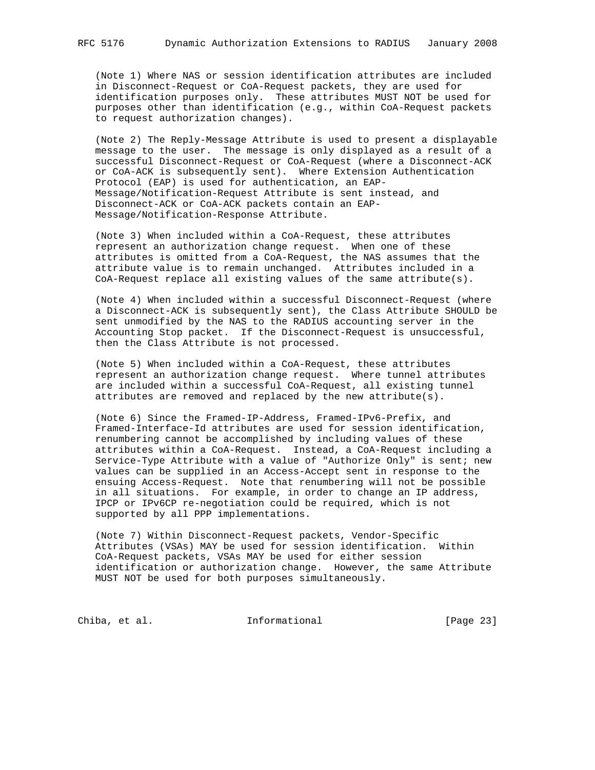(Note 1) Where NAS or session identification attributes are included in Disconnect-Request or CoA-Request packets, they are used for identification purposes only. These attributes MUST NOT be used for purposes other than identification (e.g., within CoA-Request packets to request authorization changes).

(Note 2) The Reply-Message Attribute is used to present a displayable message to the user. The message is only displayed as a result of a successful Disconnect-Request or CoA-Request (where a Disconnect-ACK or CoA-ACK is subsequently sent). Where Extension Authentication Protocol (EAP) is used for authentication, an EAP-Message/Notification-Request Attribute is sent instead, and Disconnect-ACK or CoA-ACK packets contain an EAP-Message/Notification-Response Attribute.

(Note 3) When included within a CoA-Request, these attributes represent an authorization change request. When one of these attributes is omitted from a CoA-Request, the NAS assumes that the attribute value is to remain unchanged. Attributes included in a CoA-Request replace all existing values of the same attribute(s).

(Note 4) When included within a successful Disconnect-Request (where a Disconnect-ACK is subsequently sent), the Class Attribute SHOULD be sent unmodified by the NAS to the RADIUS accounting server in the Accounting Stop packet. If the Disconnect-Request is unsuccessful, then the Class Attribute is not processed.

(Note 5) When included within a CoA-Request, these attributes represent an authorization change request. Where tunnel attributes are included within a successful CoA-Request, all existing tunnel attributes are removed and replaced by the new attribute(s).

(Note 6) Since the Framed-IP-Address, Framed-IPv6-Prefix, and Framed-Interface-Id attributes are used for session identification, renumbering cannot be accomplished by including values of these attributes within a CoA-Request. Instead, a CoA-Request including a Service-Type Attribute with a value of "Authorize Only" is sent; new values can be supplied in an Access-Accept sent in response to the ensuing Access-Request. Note that renumbering will not be possible in all situations. For example, in order to change an IP address, IPCP or IPv6CP re-negotiation could be required, which is not supported by all PPP implementations.

(Note 7) Within Disconnect-Request packets, Vendor-Specific Attributes (VSAs) MAY be used for session identification. Within CoA-Request packets, VSAs MAY be used for either session identification or authorization change. However, the same Attribute MUST NOT be used for both purposes simultaneously.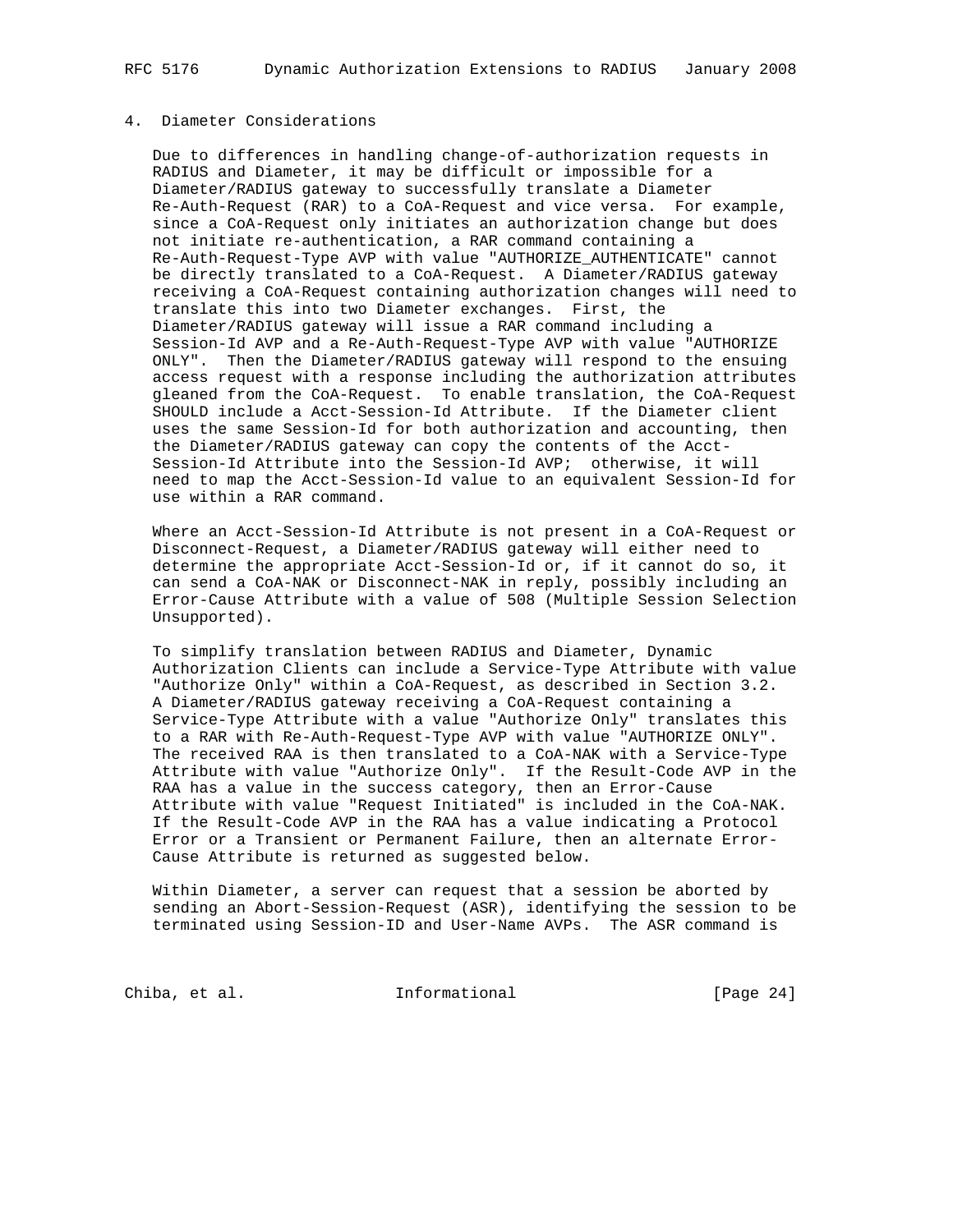## 4. Diameter Considerations

Due to differences in handling change-of-authorization requests in RADIUS and Diameter, it may be difficult or impossible for a Diameter/RADIUS gateway to successfully translate a Diameter Re-Auth-Request (RAR) to a CoA-Request and vice versa. For example, since a CoA-Request only initiates an authorization change but does not initiate re-authentication, a RAR command containing a Re-Auth-Request-Type AVP with value "AUTHORIZE_AUTHENTICATE" cannot be directly translated to a CoA-Request. A Diameter/RADIUS gateway receiving a CoA-Request containing authorization changes will need to translate this into two Diameter exchanges. First, the Diameter/RADIUS gateway will issue a RAR command including a Session-Id AVP and a Re-Auth-Request-Type AVP with value "AUTHORIZE ONLY". Then the Diameter/RADIUS gateway will respond to the ensuing access request with a response including the authorization attributes gleaned from the CoA-Request. To enable translation, the CoA-Request SHOULD include a Acct-Session-Id Attribute. If the Diameter client uses the same Session-Id for both authorization and accounting, then the Diameter/RADIUS gateway can copy the contents of the Acct-Session-Id Attribute into the Session-Id AVP; otherwise, it will need to map the Acct-Session-Id value to an equivalent Session-Id for use within a RAR command.

Where an Acct-Session-Id Attribute is not present in a CoA-Request or Disconnect-Request, a Diameter/RADIUS gateway will either need to determine the appropriate Acct-Session-Id or, if it cannot do so, it can send a CoA-NAK or Disconnect-NAK in reply, possibly including an Error-Cause Attribute with a value of 508 (Multiple Session Selection Unsupported).

To simplify translation between RADIUS and Diameter, Dynamic Authorization Clients can include a Service-Type Attribute with value "Authorize Only" within a CoA-Request, as described in Section 3.2. A Diameter/RADIUS gateway receiving a CoA-Request containing a Service-Type Attribute with a value "Authorize Only" translates this to a RAR with Re-Auth-Request-Type AVP with value "AUTHORIZE ONLY". The received RAA is then translated to a CoA-NAK with a Service-Type Attribute with value "Authorize Only". If the Result-Code AVP in the RAA has a value in the success category, then an Error-Cause Attribute with value "Request Initiated" is included in the CoA-NAK. If the Result-Code AVP in the RAA has a value indicating a Protocol Error or a Transient or Permanent Failure, then an alternate Error-Cause Attribute is returned as suggested below.

Within Diameter, a server can request that a session be aborted by sending an Abort-Session-Request (ASR), identifying the session to be terminated using Session-ID and User-Name AVPs. The ASR command is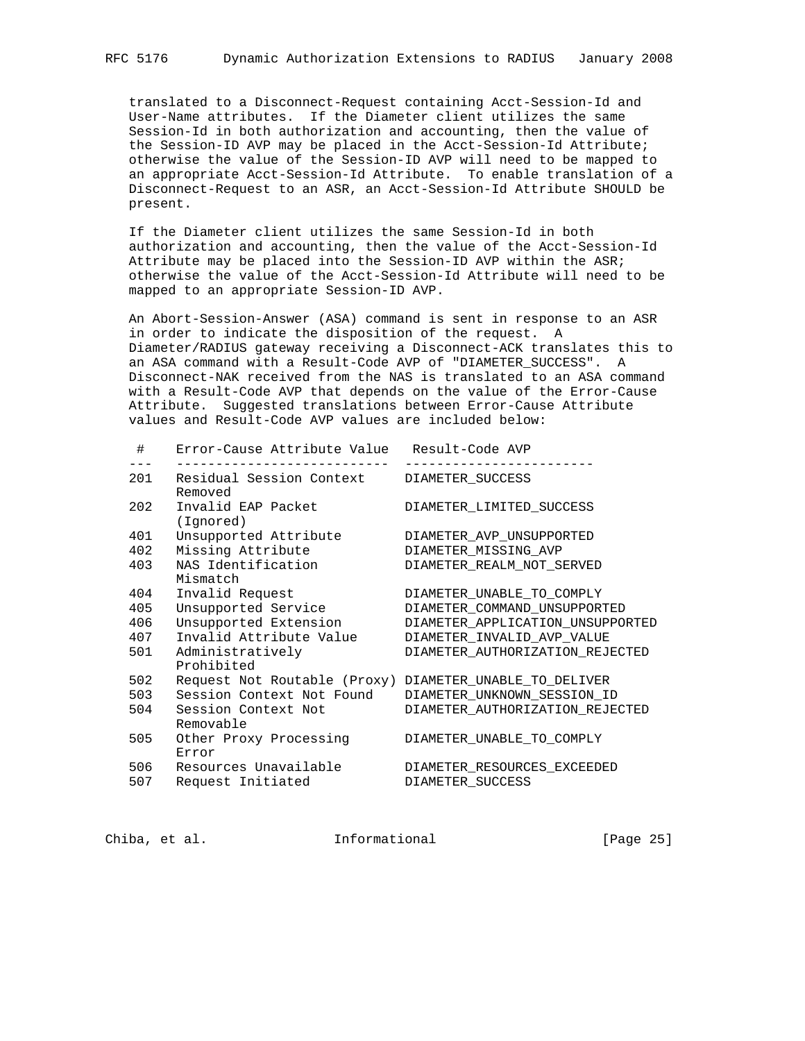translated to a Disconnect-Request containing Acct-Session-Id and User-Name attributes. If the Diameter client utilizes the same Session-Id in both authorization and accounting, then the value of the Session-ID AVP may be placed in the Acct-Session-Id Attribute; otherwise the value of the Session-ID AVP will need to be mapped to an appropriate Acct-Session-Id Attribute. To enable translation of a Disconnect-Request to an ASR, an Acct-Session-Id Attribute SHOULD be present.

If the Diameter client utilizes the same Session-Id in both authorization and accounting, then the value of the Acct-Session-Id Attribute may be placed into the Session-ID AVP within the ASR; otherwise the value of the Acct-Session-Id Attribute will need to be mapped to an appropriate Session-ID AVP.

An Abort-Session-Answer (ASA) command is sent in response to an ASR in order to indicate the disposition of the request. A Diameter/RADIUS gateway receiving a Disconnect-ACK translates this to an ASA command with a Result-Code AVP of "DIAMETER_SUCCESS". A Disconnect-NAK received from the NAS is translated to an ASA command with a Result-Code AVP that depends on the value of the Error-Cause Attribute. Suggested translations between Error-Cause Attribute values and Result-Code AVP values are included below:

| # | Error-Cause Attribute Value | Result-Code AVP |
|---|---|---|
| 201 | Residual Session Context Removed | DIAMETER_SUCCESS |
| 202 | Invalid EAP Packet (Ignored) | DIAMETER_LIMITED_SUCCESS |
| 401 | Unsupported Attribute | DIAMETER_AVP_UNSUPPORTED |
| 402 | Missing Attribute | DIAMETER_MISSING_AVP |
| 403 | NAS Identification Mismatch | DIAMETER_REALM_NOT_SERVED |
| 404 | Invalid Request | DIAMETER_UNABLE_TO_COMPLY |
| 405 | Unsupported Service | DIAMETER_COMMAND_UNSUPPORTED |
| 406 | Unsupported Extension | DIAMETER_APPLICATION_UNSUPPORTED |
| 407 | Invalid Attribute Value | DIAMETER_INVALID_AVP_VALUE |
| 501 | Administratively Prohibited | DIAMETER_AUTHORIZATION_REJECTED |
| 502 | Request Not Routable (Proxy) | DIAMETER_UNABLE_TO_DELIVER |
| 503 | Session Context Not Found | DIAMETER_UNKNOWN_SESSION_ID |
| 504 | Session Context Not Removable | DIAMETER_AUTHORIZATION_REJECTED |
| 505 | Other Proxy Processing Error | DIAMETER_UNABLE_TO_COMPLY |
| 506 | Resources Unavailable | DIAMETER_RESOURCES_EXCEEDED |
| 507 | Request Initiated | DIAMETER_SUCCESS |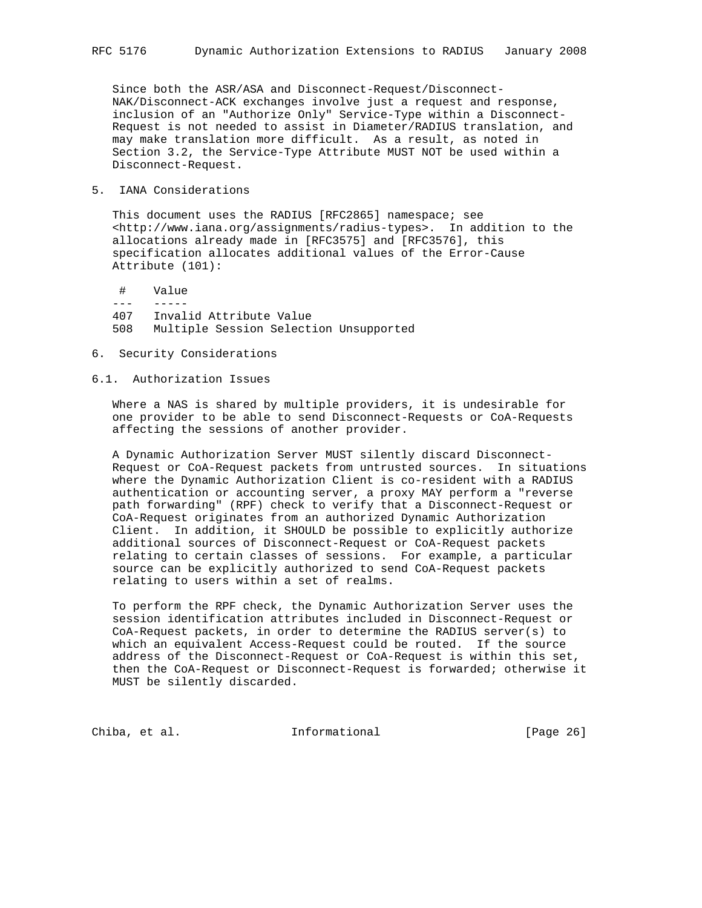Since both the ASR/ASA and Disconnect-Request/Disconnect-NAK/Disconnect-ACK exchanges involve just a request and response, inclusion of an "Authorize Only" Service-Type within a Disconnect-Request is not needed to assist in Diameter/RADIUS translation, and may make translation more difficult. As a result, as noted in Section 3.2, the Service-Type Attribute MUST NOT be used within a Disconnect-Request.

# 5. IANA Considerations

This document uses the RADIUS [RFC2865] namespace; see <http://www.iana.org/assignments/radius-types>. In addition to the allocations already made in [RFC3575] and [RFC3576], this specification allocates additional values of the Error-Cause Attribute (101):

| # | Value |
|---|---|
| 407 | Invalid Attribute Value |
| 508 | Multiple Session Selection Unsupported |

# 6. Security Considerations

## 6.1. Authorization Issues

Where a NAS is shared by multiple providers, it is undesirable for one provider to be able to send Disconnect-Requests or CoA-Requests affecting the sessions of another provider.

A Dynamic Authorization Server MUST silently discard Disconnect-Request or CoA-Request packets from untrusted sources. In situations where the Dynamic Authorization Client is co-resident with a RADIUS authentication or accounting server, a proxy MAY perform a "reverse path forwarding" (RPF) check to verify that a Disconnect-Request or CoA-Request originates from an authorized Dynamic Authorization Client. In addition, it SHOULD be possible to explicitly authorize additional sources of Disconnect-Request or CoA-Request packets relating to certain classes of sessions. For example, a particular source can be explicitly authorized to send CoA-Request packets relating to users within a set of realms.

To perform the RPF check, the Dynamic Authorization Server uses the session identification attributes included in Disconnect-Request or CoA-Request packets, in order to determine the RADIUS server(s) to which an equivalent Access-Request could be routed. If the source address of the Disconnect-Request or CoA-Request is within this set, then the CoA-Request or Disconnect-Request is forwarded; otherwise it MUST be silently discarded.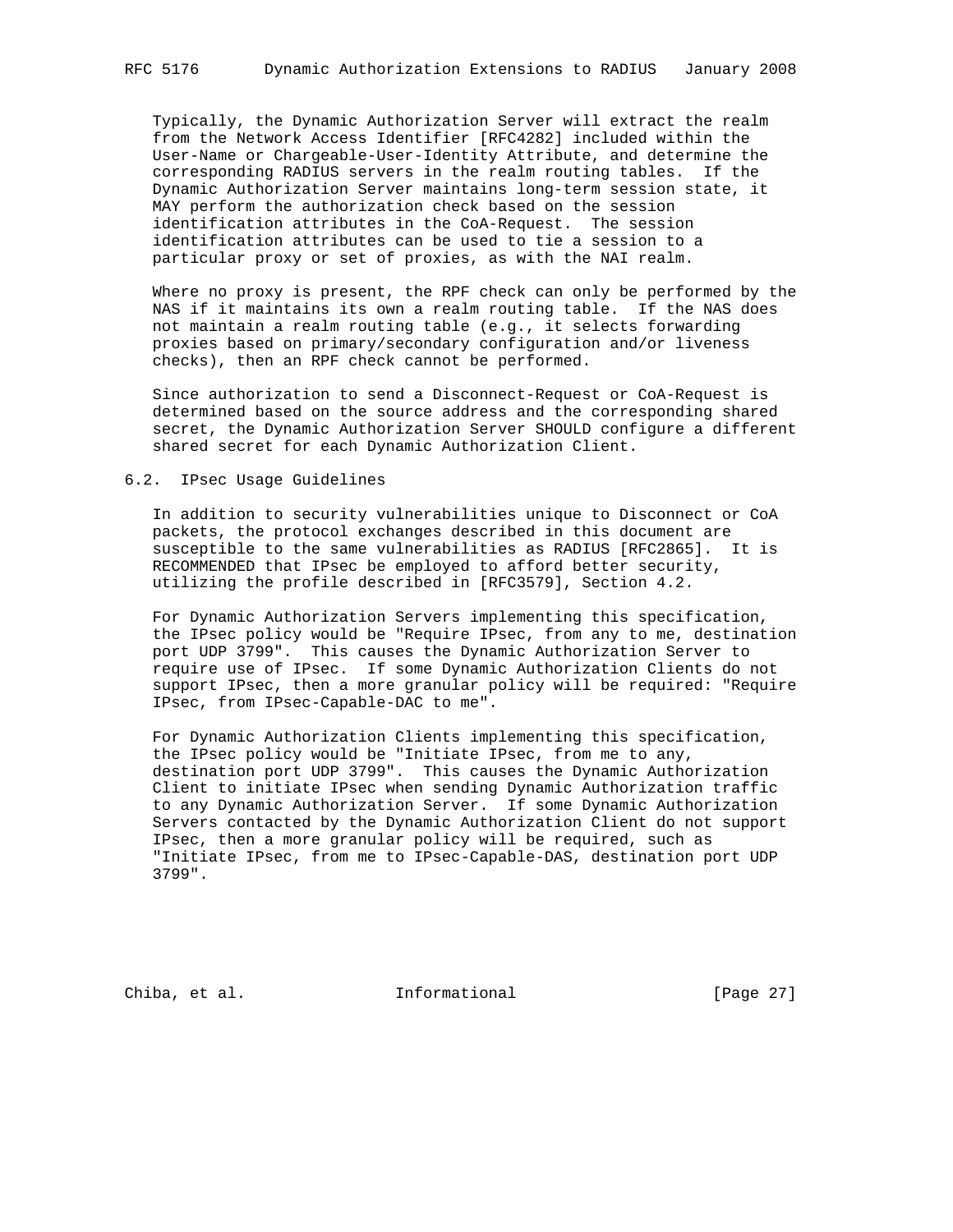Typically, the Dynamic Authorization Server will extract the realm from the Network Access Identifier [RFC4282] included within the User-Name or Chargeable-User-Identity Attribute, and determine the corresponding RADIUS servers in the realm routing tables. If the Dynamic Authorization Server maintains long-term session state, it MAY perform the authorization check based on the session identification attributes in the CoA-Request. The session identification attributes can be used to tie a session to a particular proxy or set of proxies, as with the NAI realm.

Where no proxy is present, the RPF check can only be performed by the NAS if it maintains its own a realm routing table. If the NAS does not maintain a realm routing table (e.g., it selects forwarding proxies based on primary/secondary configuration and/or liveness checks), then an RPF check cannot be performed.

Since authorization to send a Disconnect-Request or CoA-Request is determined based on the source address and the corresponding shared secret, the Dynamic Authorization Server SHOULD configure a different shared secret for each Dynamic Authorization Client.

## 6.2. IPsec Usage Guidelines

In addition to security vulnerabilities unique to Disconnect or CoA packets, the protocol exchanges described in this document are susceptible to the same vulnerabilities as RADIUS [RFC2865]. It is RECOMMENDED that IPsec be employed to afford better security, utilizing the profile described in [RFC3579], Section 4.2.

For Dynamic Authorization Servers implementing this specification, the IPsec policy would be "Require IPsec, from any to me, destination port UDP 3799". This causes the Dynamic Authorization Server to require use of IPsec. If some Dynamic Authorization Clients do not support IPsec, then a more granular policy will be required: "Require IPsec, from IPsec-Capable-DAC to me".

For Dynamic Authorization Clients implementing this specification, the IPsec policy would be "Initiate IPsec, from me to any, destination port UDP 3799". This causes the Dynamic Authorization Client to initiate IPsec when sending Dynamic Authorization traffic to any Dynamic Authorization Server. If some Dynamic Authorization Servers contacted by the Dynamic Authorization Client do not support IPsec, then a more granular policy will be required, such as "Initiate IPsec, from me to IPsec-Capable-DAS, destination port UDP 3799".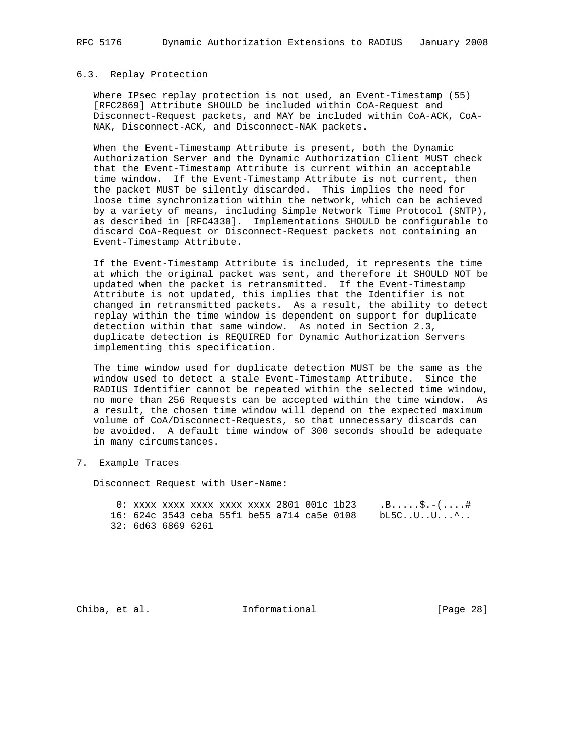### 6.3. Replay Protection

Where IPsec replay protection is not used, an Event-Timestamp (55) [RFC2869] Attribute SHOULD be included within CoA-Request and Disconnect-Request packets, and MAY be included within CoA-ACK, CoA-NAK, Disconnect-ACK, and Disconnect-NAK packets.

When the Event-Timestamp Attribute is present, both the Dynamic Authorization Server and the Dynamic Authorization Client MUST check that the Event-Timestamp Attribute is current within an acceptable time window. If the Event-Timestamp Attribute is not current, then the packet MUST be silently discarded. This implies the need for loose time synchronization within the network, which can be achieved by a variety of means, including Simple Network Time Protocol (SNTP), as described in [RFC4330]. Implementations SHOULD be configurable to discard CoA-Request or Disconnect-Request packets not containing an Event-Timestamp Attribute.

If the Event-Timestamp Attribute is included, it represents the time at which the original packet was sent, and therefore it SHOULD NOT be updated when the packet is retransmitted. If the Event-Timestamp Attribute is not updated, this implies that the Identifier is not changed in retransmitted packets. As a result, the ability to detect replay within the time window is dependent on support for duplicate detection within that same window. As noted in Section 2.3, duplicate detection is REQUIRED for Dynamic Authorization Servers implementing this specification.

The time window used for duplicate detection MUST be the same as the window used to detect a stale Event-Timestamp Attribute. Since the RADIUS Identifier cannot be repeated within the selected time window, no more than 256 Requests can be accepted within the time window. As a result, the chosen time window will depend on the expected maximum volume of CoA/Disconnect-Requests, so that unnecessary discards can be avoided. A default time window of 300 seconds should be adequate in many circumstances.

## 7. Example Traces

Disconnect Request with User-Name:

```
 0: xxxx xxxx xxxx xxxx xxxx 2801 001c 1b23    .B.....$.-(....#
16: 624c 3543 ceba 55f1 be55 a714 ca5e 0108    bL5C..U..U...^..
32: 6d63 6869 6261
```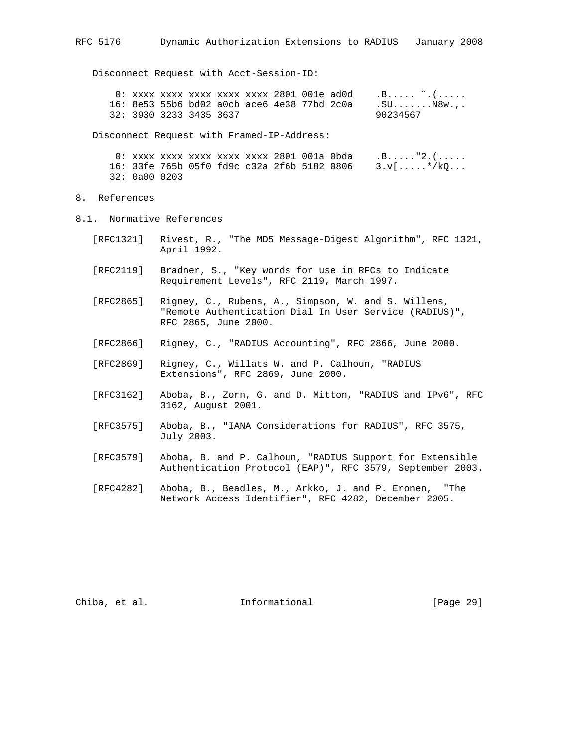Disconnect Request with Acct-Session-ID:

```
 0: xxxx xxxx xxxx xxxx xxxx 2801 001e ad0d    .B..... ~.(.....
16: 8e53 55b6 bd02 a0cb ace6 4e38 77bd 2c0a    .SU.......N8w.,.
32: 3930 3233 3435 3637                        90234567
```

Disconnect Request with Framed-IP-Address:

```
 0: xxxx xxxx xxxx xxxx xxxx 2801 001a 0bda    .B....."2.(.....
16: 33fe 765b 05f0 fd9c c32a 2f6b 5182 0806    3.v[.....*/kQ...
32: 0a00 0203
```

# 8. References

## 8.1. Normative References

[RFC1321] Rivest, R., "The MD5 Message-Digest Algorithm", RFC 1321, April 1992.

[RFC2119] Bradner, S., "Key words for use in RFCs to Indicate Requirement Levels", RFC 2119, March 1997.

[RFC2865] Rigney, C., Rubens, A., Simpson, W. and S. Willens, "Remote Authentication Dial In User Service (RADIUS)", RFC 2865, June 2000.

[RFC2866] Rigney, C., "RADIUS Accounting", RFC 2866, June 2000.

[RFC2869] Rigney, C., Willats W. and P. Calhoun, "RADIUS Extensions", RFC 2869, June 2000.

[RFC3162] Aboba, B., Zorn, G. and D. Mitton, "RADIUS and IPv6", RFC 3162, August 2001.

[RFC3575] Aboba, B., "IANA Considerations for RADIUS", RFC 3575, July 2003.

[RFC3579] Aboba, B. and P. Calhoun, "RADIUS Support for Extensible Authentication Protocol (EAP)", RFC 3579, September 2003.

[RFC4282] Aboba, B., Beadles, M., Arkko, J. and P. Eronen, "The Network Access Identifier", RFC 4282, December 2005.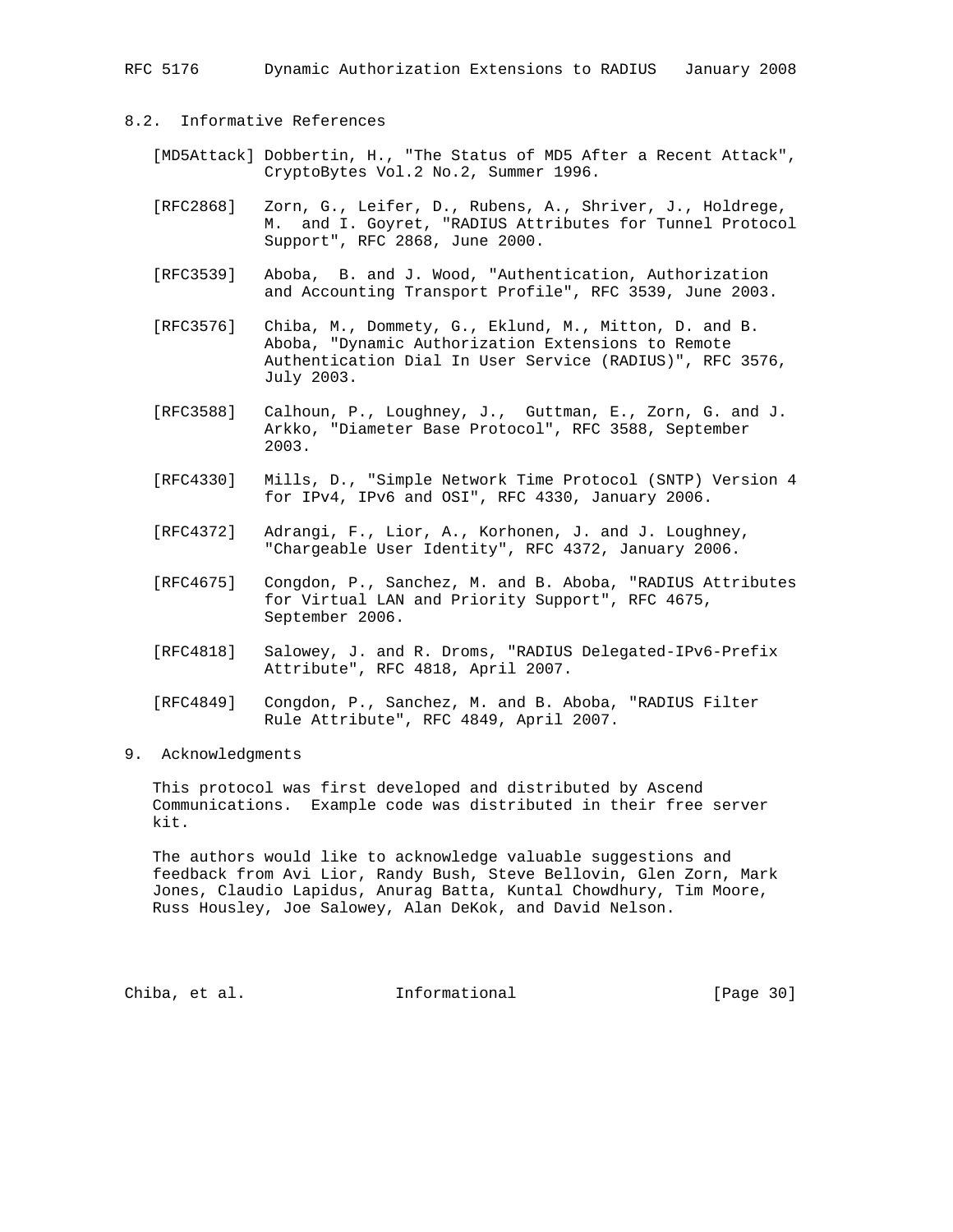### 8.2. Informative References

[MD5Attack] Dobbertin, H., "The Status of MD5 After a Recent Attack", CryptoBytes Vol.2 No.2, Summer 1996.

[RFC2868] Zorn, G., Leifer, D., Rubens, A., Shriver, J., Holdrege, M. and I. Goyret, "RADIUS Attributes for Tunnel Protocol Support", RFC 2868, June 2000.

[RFC3539] Aboba, B. and J. Wood, "Authentication, Authorization and Accounting Transport Profile", RFC 3539, June 2003.

[RFC3576] Chiba, M., Dommety, G., Eklund, M., Mitton, D. and B. Aboba, "Dynamic Authorization Extensions to Remote Authentication Dial In User Service (RADIUS)", RFC 3576, July 2003.

[RFC3588] Calhoun, P., Loughney, J., Guttman, E., Zorn, G. and J. Arkko, "Diameter Base Protocol", RFC 3588, September 2003.

[RFC4330] Mills, D., "Simple Network Time Protocol (SNTP) Version 4 for IPv4, IPv6 and OSI", RFC 4330, January 2006.

[RFC4372] Adrangi, F., Lior, A., Korhonen, J. and J. Loughney, "Chargeable User Identity", RFC 4372, January 2006.

[RFC4675] Congdon, P., Sanchez, M. and B. Aboba, "RADIUS Attributes for Virtual LAN and Priority Support", RFC 4675, September 2006.

[RFC4818] Salowey, J. and R. Droms, "RADIUS Delegated-IPv6-Prefix Attribute", RFC 4818, April 2007.

[RFC4849] Congdon, P., Sanchez, M. and B. Aboba, "RADIUS Filter Rule Attribute", RFC 4849, April 2007.

## 9. Acknowledgments

This protocol was first developed and distributed by Ascend Communications. Example code was distributed in their free server kit.

The authors would like to acknowledge valuable suggestions and feedback from Avi Lior, Randy Bush, Steve Bellovin, Glen Zorn, Mark Jones, Claudio Lapidus, Anurag Batta, Kuntal Chowdhury, Tim Moore, Russ Housley, Joe Salowey, Alan DeKok, and David Nelson.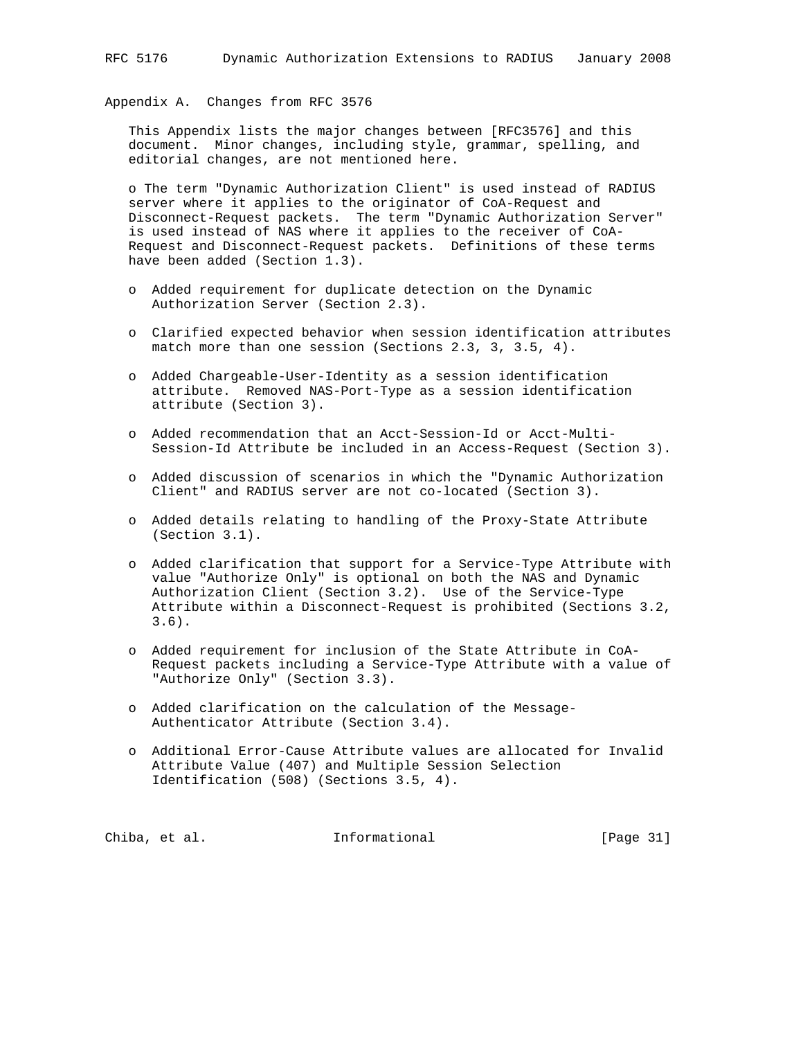## Appendix A. Changes from RFC 3576

This Appendix lists the major changes between [RFC3576] and this document. Minor changes, including style, grammar, spelling, and editorial changes, are not mentioned here.

- The term "Dynamic Authorization Client" is used instead of RADIUS server where it applies to the originator of CoA-Request and Disconnect-Request packets. The term "Dynamic Authorization Server" is used instead of NAS where it applies to the receiver of CoA-Request and Disconnect-Request packets. Definitions of these terms have been added (Section 1.3).

- Added requirement for duplicate detection on the Dynamic Authorization Server (Section 2.3).

- Clarified expected behavior when session identification attributes match more than one session (Sections 2.3, 3, 3.5, 4).

- Added Chargeable-User-Identity as a session identification attribute. Removed NAS-Port-Type as a session identification attribute (Section 3).

- Added recommendation that an Acct-Session-Id or Acct-Multi-Session-Id Attribute be included in an Access-Request (Section 3).

- Added discussion of scenarios in which the "Dynamic Authorization Client" and RADIUS server are not co-located (Section 3).

- Added details relating to handling of the Proxy-State Attribute (Section 3.1).

- Added clarification that support for a Service-Type Attribute with value "Authorize Only" is optional on both the NAS and Dynamic Authorization Client (Section 3.2). Use of the Service-Type Attribute within a Disconnect-Request is prohibited (Sections 3.2, 3.6).

- Added requirement for inclusion of the State Attribute in CoA-Request packets including a Service-Type Attribute with a value of "Authorize Only" (Section 3.3).

- Added clarification on the calculation of the Message-Authenticator Attribute (Section 3.4).

- Additional Error-Cause Attribute values are allocated for Invalid Attribute Value (407) and Multiple Session Selection Identification (508) (Sections 3.5, 4).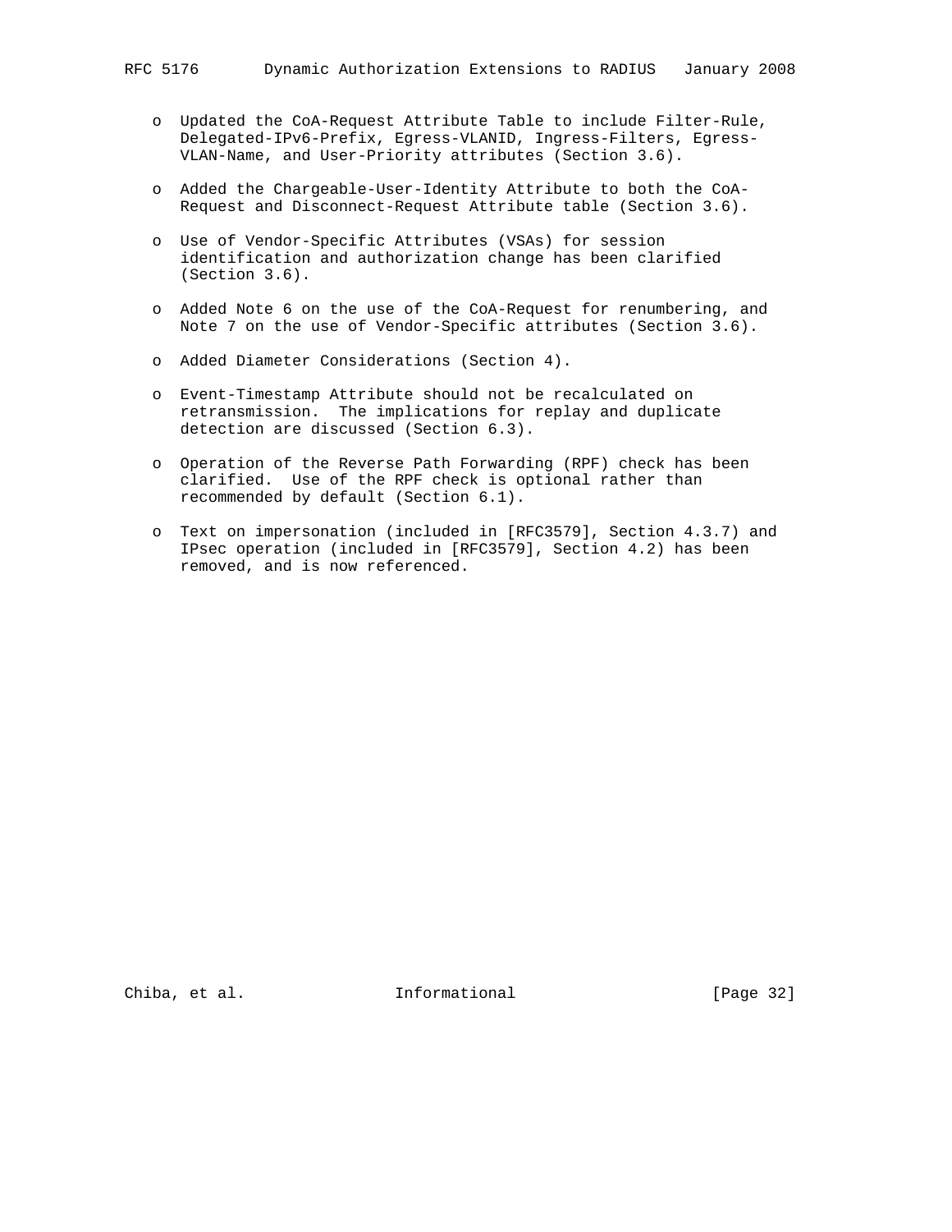- Updated the CoA-Request Attribute Table to include Filter-Rule, Delegated-IPv6-Prefix, Egress-VLANID, Ingress-Filters, Egress-VLAN-Name, and User-Priority attributes (Section 3.6).

- Added the Chargeable-User-Identity Attribute to both the CoA-Request and Disconnect-Request Attribute table (Section 3.6).

- Use of Vendor-Specific Attributes (VSAs) for session identification and authorization change has been clarified (Section 3.6).

- Added Note 6 on the use of the CoA-Request for renumbering, and Note 7 on the use of Vendor-Specific attributes (Section 3.6).

- Added Diameter Considerations (Section 4).

- Event-Timestamp Attribute should not be recalculated on retransmission. The implications for replay and duplicate detection are discussed (Section 6.3).

- Operation of the Reverse Path Forwarding (RPF) check has been clarified. Use of the RPF check is optional rather than recommended by default (Section 6.1).

- Text on impersonation (included in [RFC3579], Section 4.3.7) and IPsec operation (included in [RFC3579], Section 4.2) has been removed, and is now referenced.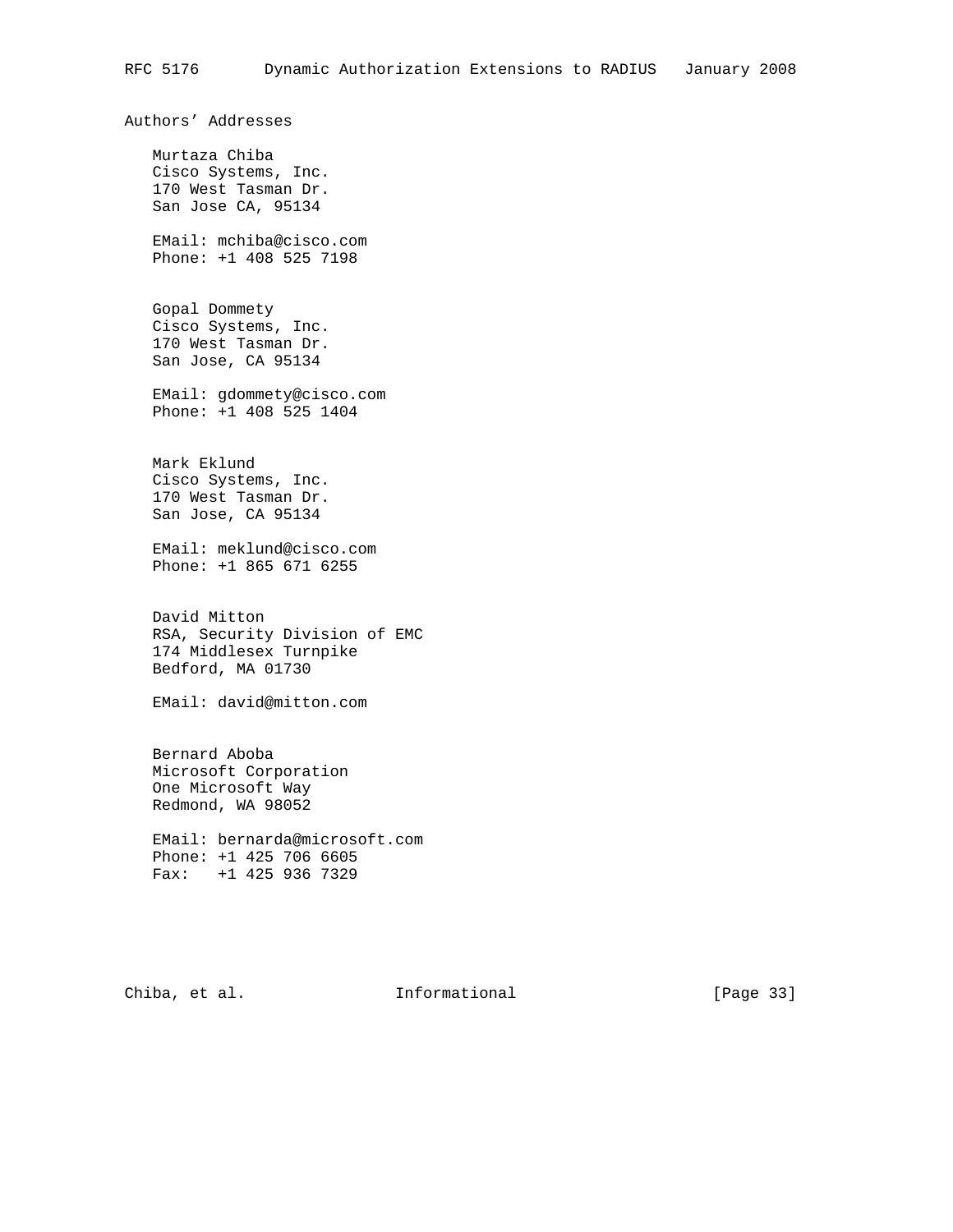## Authors' Addresses

Murtaza Chiba
Cisco Systems, Inc.
170 West Tasman Dr.
San Jose CA, 95134

EMail: mchiba@cisco.com
Phone: +1 408 525 7198

Gopal Dommety
Cisco Systems, Inc.
170 West Tasman Dr.
San Jose, CA 95134

EMail: gdommety@cisco.com
Phone: +1 408 525 1404

Mark Eklund
Cisco Systems, Inc.
170 West Tasman Dr.
San Jose, CA 95134

EMail: meklund@cisco.com
Phone: +1 865 671 6255

David Mitton
RSA, Security Division of EMC
174 Middlesex Turnpike
Bedford, MA 01730

EMail: david@mitton.com

Bernard Aboba
Microsoft Corporation
One Microsoft Way
Redmond, WA 98052

EMail: bernarda@microsoft.com
Phone: +1 425 706 6605
Fax: +1 425 936 7329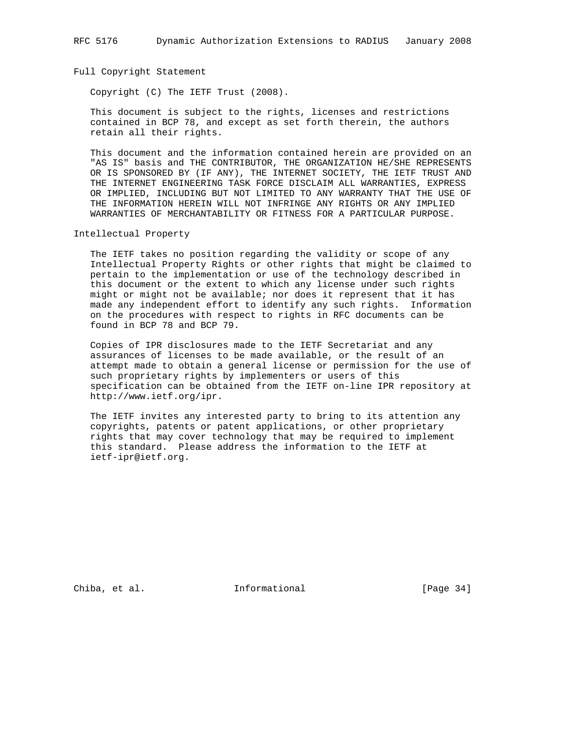## Full Copyright Statement

Copyright (C) The IETF Trust (2008).

This document is subject to the rights, licenses and restrictions contained in BCP 78, and except as set forth therein, the authors retain all their rights.

This document and the information contained herein are provided on an "AS IS" basis and THE CONTRIBUTOR, THE ORGANIZATION HE/SHE REPRESENTS OR IS SPONSORED BY (IF ANY), THE INTERNET SOCIETY, THE IETF TRUST AND THE INTERNET ENGINEERING TASK FORCE DISCLAIM ALL WARRANTIES, EXPRESS OR IMPLIED, INCLUDING BUT NOT LIMITED TO ANY WARRANTY THAT THE USE OF THE INFORMATION HEREIN WILL NOT INFRINGE ANY RIGHTS OR ANY IMPLIED WARRANTIES OF MERCHANTABILITY OR FITNESS FOR A PARTICULAR PURPOSE.

## Intellectual Property

The IETF takes no position regarding the validity or scope of any Intellectual Property Rights or other rights that might be claimed to pertain to the implementation or use of the technology described in this document or the extent to which any license under such rights might or might not be available; nor does it represent that it has made any independent effort to identify any such rights. Information on the procedures with respect to rights in RFC documents can be found in BCP 78 and BCP 79.

Copies of IPR disclosures made to the IETF Secretariat and any assurances of licenses to be made available, or the result of an attempt made to obtain a general license or permission for the use of such proprietary rights by implementers or users of this specification can be obtained from the IETF on-line IPR repository at http://www.ietf.org/ipr.

The IETF invites any interested party to bring to its attention any copyrights, patents or patent applications, or other proprietary rights that may cover technology that may be required to implement this standard. Please address the information to the IETF at ietf-ipr@ietf.org.